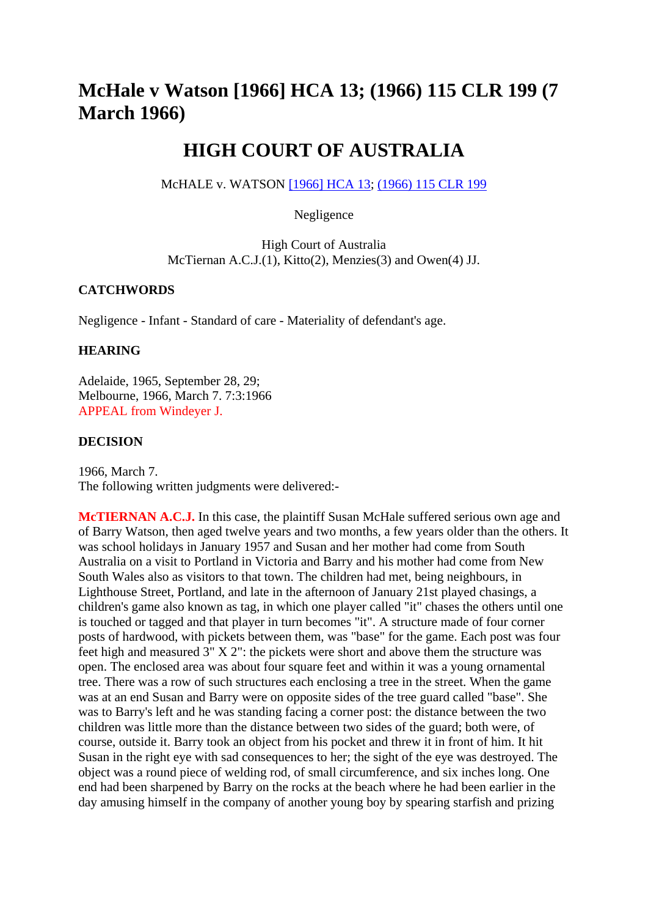# McHale v Watson [1966] HCA 13; (1966) 115 CLR 199 (7 March 1966)

## HIGH COURT OF AUSTRALIA

McHALE v. WATSON [1966] HCA 13; (1966) 115 CLR 199

Negligence

High Court of Australia
McTiernan A.C.J.(1), Kitto(2), Menzies(3) and Owen(4) JJ.

### CATCHWORDS

Negligence - Infant - Standard of care - Materiality of defendant's age.

### HEARING

Adelaide, 1965, September 28, 29;
Melbourne, 1966, March 7. 7:3:1966
APPEAL from Windeyer J.

### DECISION

1966, March 7.
The following written judgments were delivered:-

**McTIERNAN A.C.J.** In this case, the plaintiff Susan McHale suffered serious own age and of Barry Watson, then aged twelve years and two months, a few years older than the others. It was school holidays in January 1957 and Susan and her mother had come from South Australia on a visit to Portland in Victoria and Barry and his mother had come from New South Wales also as visitors to that town. The children had met, being neighbours, in Lighthouse Street, Portland, and late in the afternoon of January 21st played chasings, a children's game also known as tag, in which one player called "it" chases the others until one is touched or tagged and that player in turn becomes "it". A structure made of four corner posts of hardwood, with pickets between them, was "base" for the game. Each post was four feet high and measured 3" X 2": the pickets were short and above them the structure was open. The enclosed area was about four square feet and within it was a young ornamental tree. There was a row of such structures each enclosing a tree in the street. When the game was at an end Susan and Barry were on opposite sides of the tree guard called "base". She was to Barry's left and he was standing facing a corner post: the distance between the two children was little more than the distance between two sides of the guard; both were, of course, outside it. Barry took an object from his pocket and threw it in front of him. It hit Susan in the right eye with sad consequences to her; the sight of the eye was destroyed. The object was a round piece of welding rod, of small circumference, and six inches long. One end had been sharpened by Barry on the rocks at the beach where he had been earlier in the day amusing himself in the company of another young boy by spearing starfish and prizing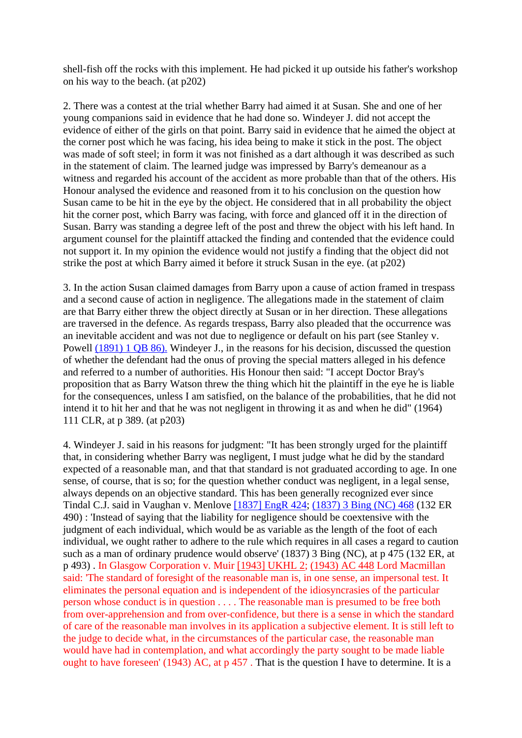shell-fish off the rocks with this implement. He had picked it up outside his father's workshop on his way to the beach. (at p202)

2. There was a contest at the trial whether Barry had aimed it at Susan. She and one of her young companions said in evidence that he had done so. Windeyer J. did not accept the evidence of either of the girls on that point. Barry said in evidence that he aimed the object at the corner post which he was facing, his idea being to make it stick in the post. The object was made of soft steel; in form it was not finished as a dart although it was described as such in the statement of claim. The learned judge was impressed by Barry's demeanour as a witness and regarded his account of the accident as more probable than that of the others. His Honour analysed the evidence and reasoned from it to his conclusion on the question how Susan came to be hit in the eye by the object. He considered that in all probability the object hit the corner post, which Barry was facing, with force and glanced off it in the direction of Susan. Barry was standing a degree left of the post and threw the object with his left hand. In argument counsel for the plaintiff attacked the finding and contended that the evidence could not support it. In my opinion the evidence would not justify a finding that the object did not strike the post at which Barry aimed it before it struck Susan in the eye. (at p202)

3. In the action Susan claimed damages from Barry upon a cause of action framed in trespass and a second cause of action in negligence. The allegations made in the statement of claim are that Barry either threw the object directly at Susan or in her direction. These allegations are traversed in the defence. As regards trespass, Barry also pleaded that the occurrence was an inevitable accident and was not due to negligence or default on his part (see Stanley v. Powell (1891) 1 QB 86). Windeyer J., in the reasons for his decision, discussed the question of whether the defendant had the onus of proving the special matters alleged in his defence and referred to a number of authorities. His Honour then said: "I accept Doctor Bray's proposition that as Barry Watson threw the thing which hit the plaintiff in the eye he is liable for the consequences, unless I am satisfied, on the balance of the probabilities, that he did not intend it to hit her and that he was not negligent in throwing it as and when he did" (1964) 111 CLR, at p 389. (at p203)

4. Windeyer J. said in his reasons for judgment: "It has been strongly urged for the plaintiff that, in considering whether Barry was negligent, I must judge what he did by the standard expected of a reasonable man, and that that standard is not graduated according to age. In one sense, of course, that is so; for the question whether conduct was negligent, in a legal sense, always depends on an objective standard. This has been generally recognized ever since Tindal C.J. said in Vaughan v. Menlove [1837] EngR 424; (1837) 3 Bing (NC) 468 (132 ER 490) : 'Instead of saying that the liability for negligence should be coextensive with the judgment of each individual, which would be as variable as the length of the foot of each individual, we ought rather to adhere to the rule which requires in all cases a regard to caution such as a man of ordinary prudence would observe' (1837) 3 Bing (NC), at p 475 (132 ER, at p 493) . In Glasgow Corporation v. Muir [1943] UKHL 2; (1943) AC 448 Lord Macmillan said: 'The standard of foresight of the reasonable man is, in one sense, an impersonal test. It eliminates the personal equation and is independent of the idiosyncrasies of the particular person whose conduct is in question . . . . The reasonable man is presumed to be free both from over-apprehension and from over-confidence, but there is a sense in which the standard of care of the reasonable man involves in its application a subjective element. It is still left to the judge to decide what, in the circumstances of the particular case, the reasonable man would have had in contemplation, and what accordingly the party sought to be made liable ought to have foreseen' (1943) AC, at p 457 . That is the question I have to determine. It is a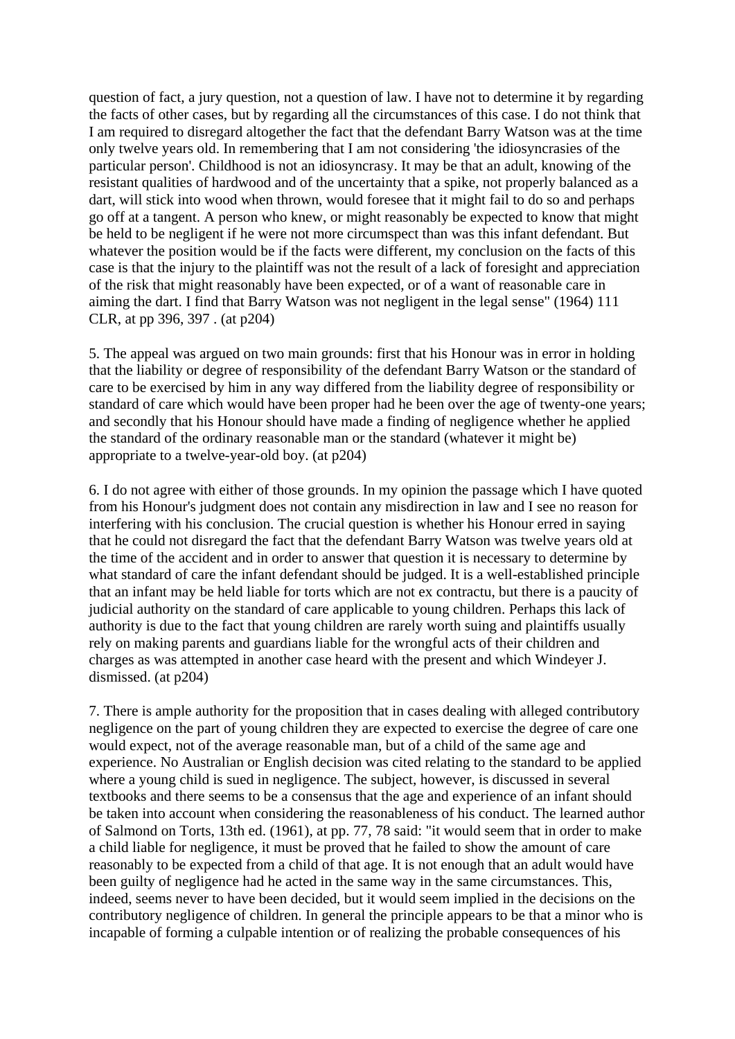question of fact, a jury question, not a question of law. I have not to determine it by regarding the facts of other cases, but by regarding all the circumstances of this case. I do not think that I am required to disregard altogether the fact that the defendant Barry Watson was at the time only twelve years old. In remembering that I am not considering 'the idiosyncrasies of the particular person'. Childhood is not an idiosyncrasy. It may be that an adult, knowing of the resistant qualities of hardwood and of the uncertainty that a spike, not properly balanced as a dart, will stick into wood when thrown, would foresee that it might fail to do so and perhaps go off at a tangent. A person who knew, or might reasonably be expected to know that might be held to be negligent if he were not more circumspect than was this infant defendant. But whatever the position would be if the facts were different, my conclusion on the facts of this case is that the injury to the plaintiff was not the result of a lack of foresight and appreciation of the risk that might reasonably have been expected, or of a want of reasonable care in aiming the dart. I find that Barry Watson was not negligent in the legal sense" (1964) 111 CLR, at pp 396, 397 . (at p204)

5. The appeal was argued on two main grounds: first that his Honour was in error in holding that the liability or degree of responsibility of the defendant Barry Watson or the standard of care to be exercised by him in any way differed from the liability degree of responsibility or standard of care which would have been proper had he been over the age of twenty-one years; and secondly that his Honour should have made a finding of negligence whether he applied the standard of the ordinary reasonable man or the standard (whatever it might be) appropriate to a twelve-year-old boy. (at p204)

6. I do not agree with either of those grounds. In my opinion the passage which I have quoted from his Honour's judgment does not contain any misdirection in law and I see no reason for interfering with his conclusion. The crucial question is whether his Honour erred in saying that he could not disregard the fact that the defendant Barry Watson was twelve years old at the time of the accident and in order to answer that question it is necessary to determine by what standard of care the infant defendant should be judged. It is a well-established principle that an infant may be held liable for torts which are not ex contractu, but there is a paucity of judicial authority on the standard of care applicable to young children. Perhaps this lack of authority is due to the fact that young children are rarely worth suing and plaintiffs usually rely on making parents and guardians liable for the wrongful acts of their children and charges as was attempted in another case heard with the present and which Windeyer J. dismissed. (at p204)

7. There is ample authority for the proposition that in cases dealing with alleged contributory negligence on the part of young children they are expected to exercise the degree of care one would expect, not of the average reasonable man, but of a child of the same age and experience. No Australian or English decision was cited relating to the standard to be applied where a young child is sued in negligence. The subject, however, is discussed in several textbooks and there seems to be a consensus that the age and experience of an infant should be taken into account when considering the reasonableness of his conduct. The learned author of Salmond on Torts, 13th ed. (1961), at pp. 77, 78 said: "it would seem that in order to make a child liable for negligence, it must be proved that he failed to show the amount of care reasonably to be expected from a child of that age. It is not enough that an adult would have been guilty of negligence had he acted in the same way in the same circumstances. This, indeed, seems never to have been decided, but it would seem implied in the decisions on the contributory negligence of children. In general the principle appears to be that a minor who is incapable of forming a culpable intention or of realizing the probable consequences of his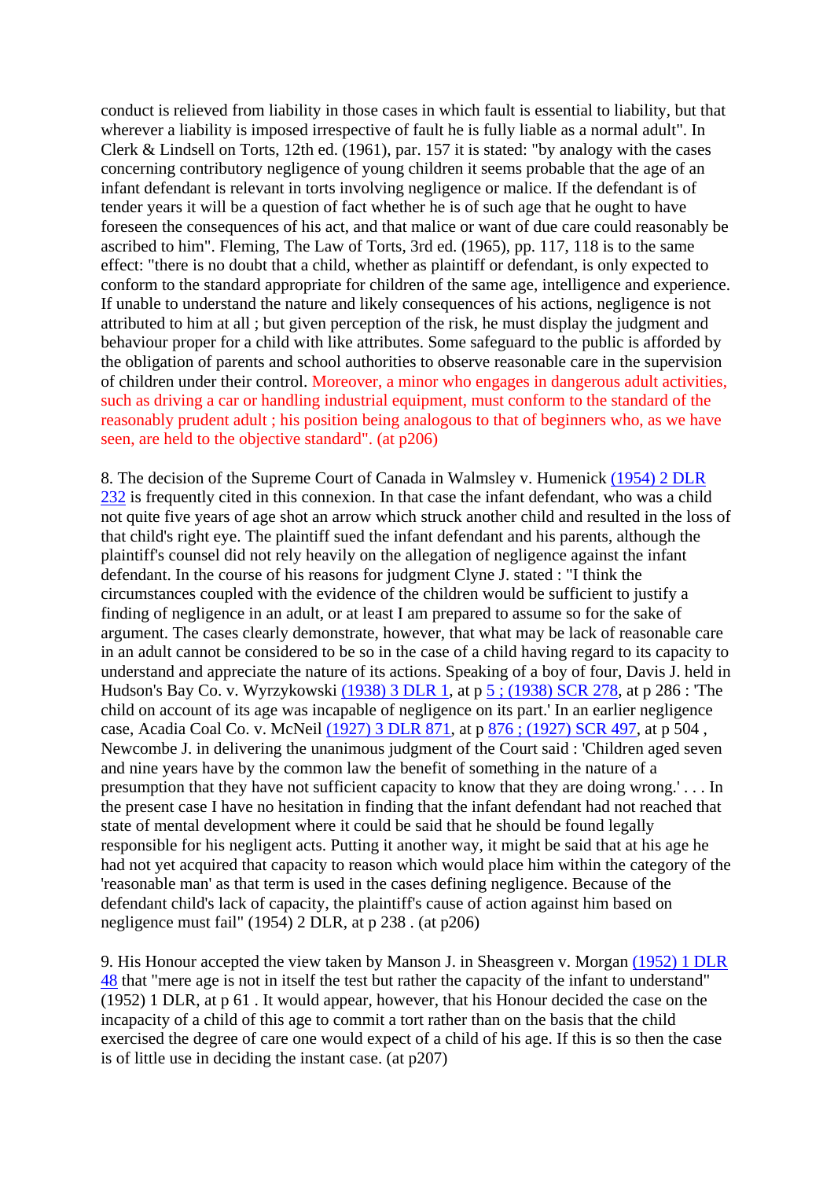conduct is relieved from liability in those cases in which fault is essential to liability, but that wherever a liability is imposed irrespective of fault he is fully liable as a normal adult". In Clerk & Lindsell on Torts, 12th ed. (1961), par. 157 it is stated: "by analogy with the cases concerning contributory negligence of young children it seems probable that the age of an infant defendant is relevant in torts involving negligence or malice. If the defendant is of tender years it will be a question of fact whether he is of such age that he ought to have foreseen the consequences of his act, and that malice or want of due care could reasonably be ascribed to him". Fleming, The Law of Torts, 3rd ed. (1965), pp. 117, 118 is to the same effect: "there is no doubt that a child, whether as plaintiff or defendant, is only expected to conform to the standard appropriate for children of the same age, intelligence and experience. If unable to understand the nature and likely consequences of his actions, negligence is not attributed to him at all ; but given perception of the risk, he must display the judgment and behaviour proper for a child with like attributes. Some safeguard to the public is afforded by the obligation of parents and school authorities to observe reasonable care in the supervision of children under their control. Moreover, a minor who engages in dangerous adult activities, such as driving a car or handling industrial equipment, must conform to the standard of the reasonably prudent adult ; his position being analogous to that of beginners who, as we have seen, are held to the objective standard". (at p206)

8. The decision of the Supreme Court of Canada in Walmsley v. Humenick (1954) 2 DLR 232 is frequently cited in this connexion. In that case the infant defendant, who was a child not quite five years of age shot an arrow which struck another child and resulted in the loss of that child's right eye. The plaintiff sued the infant defendant and his parents, although the plaintiff's counsel did not rely heavily on the allegation of negligence against the infant defendant. In the course of his reasons for judgment Clyne J. stated : "I think the circumstances coupled with the evidence of the children would be sufficient to justify a finding of negligence in an adult, or at least I am prepared to assume so for the sake of argument. The cases clearly demonstrate, however, that what may be lack of reasonable care in an adult cannot be considered to be so in the case of a child having regard to its capacity to understand and appreciate the nature of its actions. Speaking of a boy of four, Davis J. held in Hudson's Bay Co. v. Wyrzykowski (1938) 3 DLR 1, at p 5 ; (1938) SCR 278, at p 286 : 'The child on account of its age was incapable of negligence on its part.' In an earlier negligence case, Acadia Coal Co. v. McNeil (1927) 3 DLR 871, at p 876 ; (1927) SCR 497, at p 504 , Newcombe J. in delivering the unanimous judgment of the Court said : 'Children aged seven and nine years have by the common law the benefit of something in the nature of a presumption that they have not sufficient capacity to know that they are doing wrong.' . . . In the present case I have no hesitation in finding that the infant defendant had not reached that state of mental development where it could be said that he should be found legally responsible for his negligent acts. Putting it another way, it might be said that at his age he had not yet acquired that capacity to reason which would place him within the category of the 'reasonable man' as that term is used in the cases defining negligence. Because of the defendant child's lack of capacity, the plaintiff's cause of action against him based on negligence must fail" (1954) 2 DLR, at p 238 . (at p206)

9. His Honour accepted the view taken by Manson J. in Sheasgreen v. Morgan (1952) 1 DLR 48 that "mere age is not in itself the test but rather the capacity of the infant to understand" (1952) 1 DLR, at p 61 . It would appear, however, that his Honour decided the case on the incapacity of a child of this age to commit a tort rather than on the basis that the child exercised the degree of care one would expect of a child of his age. If this is so then the case is of little use in deciding the instant case. (at p207)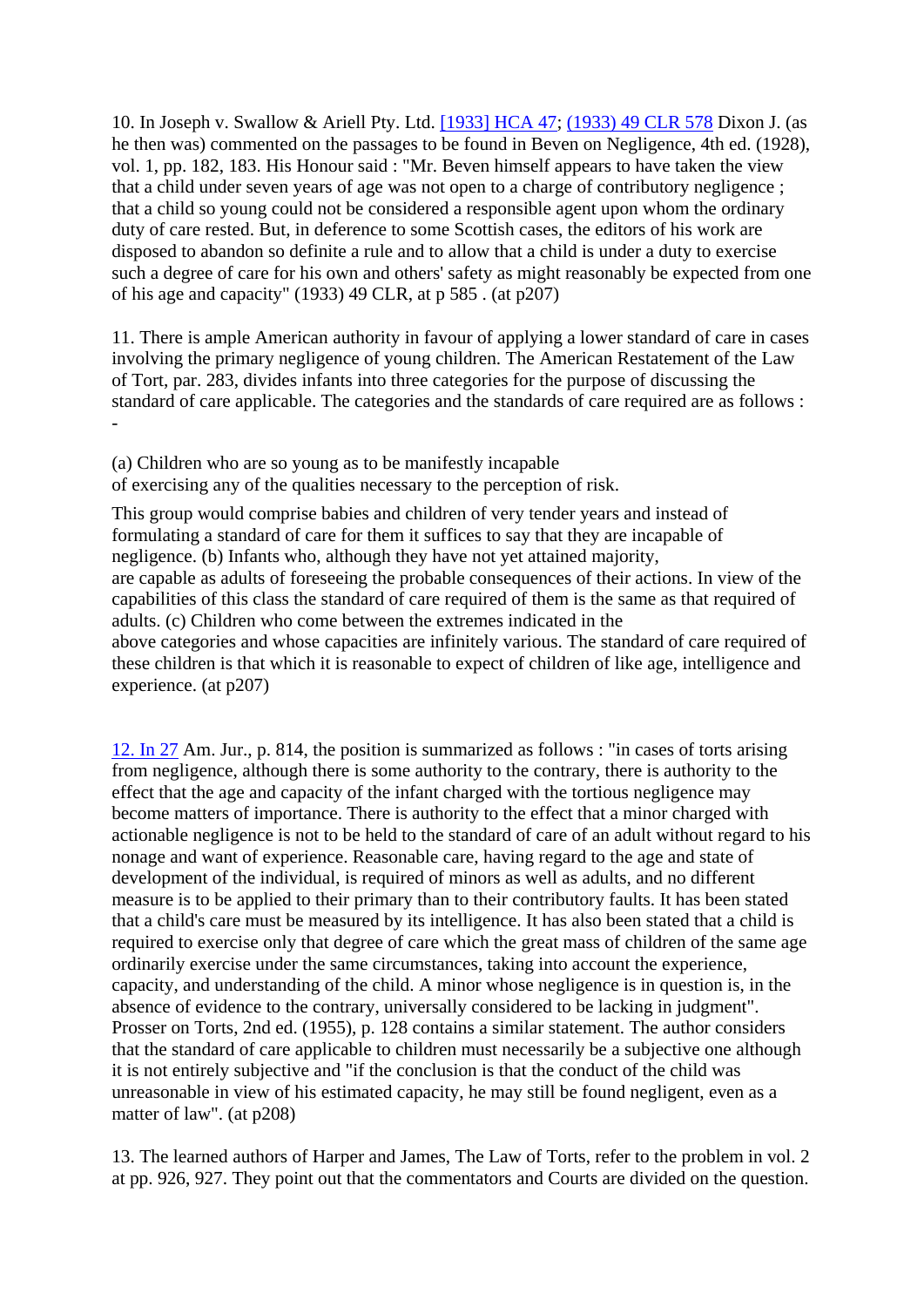10. In Joseph v. Swallow & Ariell Pty. Ltd. [1933] HCA 47; (1933) 49 CLR 578 Dixon J. (as he then was) commented on the passages to be found in Beven on Negligence, 4th ed. (1928), vol. 1, pp. 182, 183. His Honour said : "Mr. Beven himself appears to have taken the view that a child under seven years of age was not open to a charge of contributory negligence ; that a child so young could not be considered a responsible agent upon whom the ordinary duty of care rested. But, in deference to some Scottish cases, the editors of his work are disposed to abandon so definite a rule and to allow that a child is under a duty to exercise such a degree of care for his own and others' safety as might reasonably be expected from one of his age and capacity" (1933) 49 CLR, at p 585 . (at p207)

11. There is ample American authority in favour of applying a lower standard of care in cases involving the primary negligence of young children. The American Restatement of the Law of Tort, par. 283, divides infants into three categories for the purpose of discussing the standard of care applicable. The categories and the standards of care required are as follows : -

(a) Children who are so young as to be manifestly incapable of exercising any of the qualities necessary to the perception of risk.

This group would comprise babies and children of very tender years and instead of formulating a standard of care for them it suffices to say that they are incapable of negligence. (b) Infants who, although they have not yet attained majority, are capable as adults of foreseeing the probable consequences of their actions. In view of the capabilities of this class the standard of care required of them is the same as that required of adults. (c) Children who come between the extremes indicated in the above categories and whose capacities are infinitely various. The standard of care required of these children is that which it is reasonable to expect of children of like age, intelligence and experience. (at p207)

12. In 27 Am. Jur., p. 814, the position is summarized as follows : "in cases of torts arising from negligence, although there is some authority to the contrary, there is authority to the effect that the age and capacity of the infant charged with the tortious negligence may become matters of importance. There is authority to the effect that a minor charged with actionable negligence is not to be held to the standard of care of an adult without regard to his nonage and want of experience. Reasonable care, having regard to the age and state of development of the individual, is required of minors as well as adults, and no different measure is to be applied to their primary than to their contributory faults. It has been stated that a child's care must be measured by its intelligence. It has also been stated that a child is required to exercise only that degree of care which the great mass of children of the same age ordinarily exercise under the same circumstances, taking into account the experience, capacity, and understanding of the child. A minor whose negligence is in question is, in the absence of evidence to the contrary, universally considered to be lacking in judgment". Prosser on Torts, 2nd ed. (1955), p. 128 contains a similar statement. The author considers that the standard of care applicable to children must necessarily be a subjective one although it is not entirely subjective and "if the conclusion is that the conduct of the child was unreasonable in view of his estimated capacity, he may still be found negligent, even as a matter of law". (at p208)

13. The learned authors of Harper and James, The Law of Torts, refer to the problem in vol. 2 at pp. 926, 927. They point out that the commentators and Courts are divided on the question.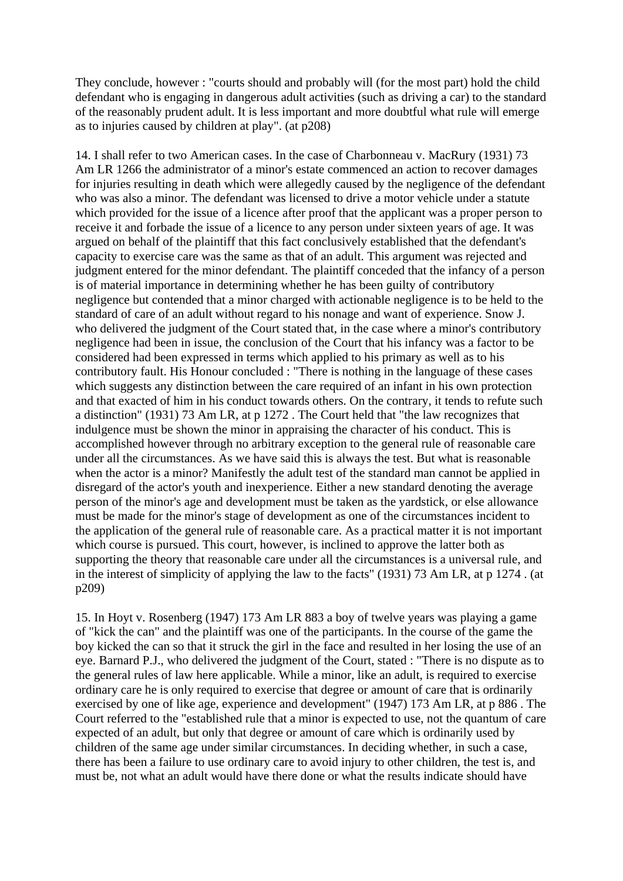They conclude, however : "courts should and probably will (for the most part) hold the child defendant who is engaging in dangerous adult activities (such as driving a car) to the standard of the reasonably prudent adult. It is less important and more doubtful what rule will emerge as to injuries caused by children at play". (at p208)

14. I shall refer to two American cases. In the case of Charbonneau v. MacRury (1931) 73 Am LR 1266 the administrator of a minor's estate commenced an action to recover damages for injuries resulting in death which were allegedly caused by the negligence of the defendant who was also a minor. The defendant was licensed to drive a motor vehicle under a statute which provided for the issue of a licence after proof that the applicant was a proper person to receive it and forbade the issue of a licence to any person under sixteen years of age. It was argued on behalf of the plaintiff that this fact conclusively established that the defendant's capacity to exercise care was the same as that of an adult. This argument was rejected and judgment entered for the minor defendant. The plaintiff conceded that the infancy of a person is of material importance in determining whether he has been guilty of contributory negligence but contended that a minor charged with actionable negligence is to be held to the standard of care of an adult without regard to his nonage and want of experience. Snow J. who delivered the judgment of the Court stated that, in the case where a minor's contributory negligence had been in issue, the conclusion of the Court that his infancy was a factor to be considered had been expressed in terms which applied to his primary as well as to his contributory fault. His Honour concluded : "There is nothing in the language of these cases which suggests any distinction between the care required of an infant in his own protection and that exacted of him in his conduct towards others. On the contrary, it tends to refute such a distinction" (1931) 73 Am LR, at p 1272 . The Court held that "the law recognizes that indulgence must be shown the minor in appraising the character of his conduct. This is accomplished however through no arbitrary exception to the general rule of reasonable care under all the circumstances. As we have said this is always the test. But what is reasonable when the actor is a minor? Manifestly the adult test of the standard man cannot be applied in disregard of the actor's youth and inexperience. Either a new standard denoting the average person of the minor's age and development must be taken as the yardstick, or else allowance must be made for the minor's stage of development as one of the circumstances incident to the application of the general rule of reasonable care. As a practical matter it is not important which course is pursued. This court, however, is inclined to approve the latter both as supporting the theory that reasonable care under all the circumstances is a universal rule, and in the interest of simplicity of applying the law to the facts" (1931) 73 Am LR, at p 1274 . (at p209)

15. In Hoyt v. Rosenberg (1947) 173 Am LR 883 a boy of twelve years was playing a game of "kick the can" and the plaintiff was one of the participants. In the course of the game the boy kicked the can so that it struck the girl in the face and resulted in her losing the use of an eye. Barnard P.J., who delivered the judgment of the Court, stated : "There is no dispute as to the general rules of law here applicable. While a minor, like an adult, is required to exercise ordinary care he is only required to exercise that degree or amount of care that is ordinarily exercised by one of like age, experience and development" (1947) 173 Am LR, at p 886 . The Court referred to the "established rule that a minor is expected to use, not the quantum of care expected of an adult, but only that degree or amount of care which is ordinarily used by children of the same age under similar circumstances. In deciding whether, in such a case, there has been a failure to use ordinary care to avoid injury to other children, the test is, and must be, not what an adult would have there done or what the results indicate should have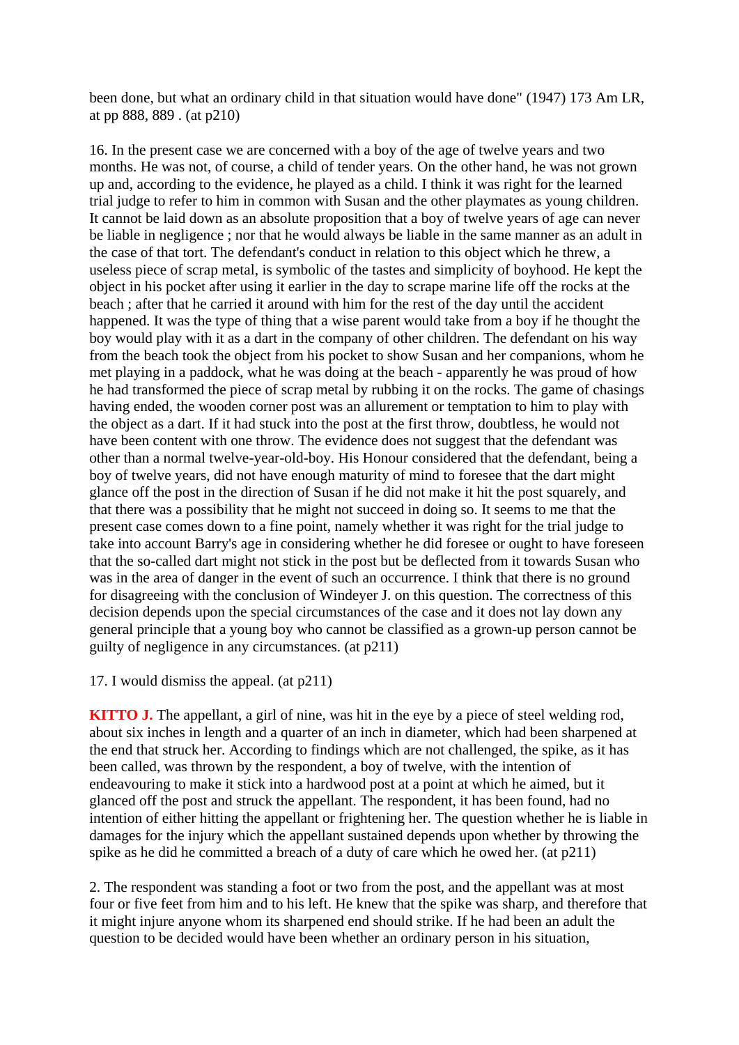been done, but what an ordinary child in that situation would have done" (1947) 173 Am LR, at pp 888, 889 . (at p210)

16. In the present case we are concerned with a boy of the age of twelve years and two months. He was not, of course, a child of tender years. On the other hand, he was not grown up and, according to the evidence, he played as a child. I think it was right for the learned trial judge to refer to him in common with Susan and the other playmates as young children. It cannot be laid down as an absolute proposition that a boy of twelve years of age can never be liable in negligence ; nor that he would always be liable in the same manner as an adult in the case of that tort. The defendant's conduct in relation to this object which he threw, a useless piece of scrap metal, is symbolic of the tastes and simplicity of boyhood. He kept the object in his pocket after using it earlier in the day to scrape marine life off the rocks at the beach ; after that he carried it around with him for the rest of the day until the accident happened. It was the type of thing that a wise parent would take from a boy if he thought the boy would play with it as a dart in the company of other children. The defendant on his way from the beach took the object from his pocket to show Susan and her companions, whom he met playing in a paddock, what he was doing at the beach - apparently he was proud of how he had transformed the piece of scrap metal by rubbing it on the rocks. The game of chasings having ended, the wooden corner post was an allurement or temptation to him to play with the object as a dart. If it had stuck into the post at the first throw, doubtless, he would not have been content with one throw. The evidence does not suggest that the defendant was other than a normal twelve-year-old-boy. His Honour considered that the defendant, being a boy of twelve years, did not have enough maturity of mind to foresee that the dart might glance off the post in the direction of Susan if he did not make it hit the post squarely, and that there was a possibility that he might not succeed in doing so. It seems to me that the present case comes down to a fine point, namely whether it was right for the trial judge to take into account Barry's age in considering whether he did foresee or ought to have foreseen that the so-called dart might not stick in the post but be deflected from it towards Susan who was in the area of danger in the event of such an occurrence. I think that there is no ground for disagreeing with the conclusion of Windeyer J. on this question. The correctness of this decision depends upon the special circumstances of the case and it does not lay down any general principle that a young boy who cannot be classified as a grown-up person cannot be guilty of negligence in any circumstances. (at p211)

17. I would dismiss the appeal. (at p211)

**KITTO J.** The appellant, a girl of nine, was hit in the eye by a piece of steel welding rod, about six inches in length and a quarter of an inch in diameter, which had been sharpened at the end that struck her. According to findings which are not challenged, the spike, as it has been called, was thrown by the respondent, a boy of twelve, with the intention of endeavouring to make it stick into a hardwood post at a point at which he aimed, but it glanced off the post and struck the appellant. The respondent, it has been found, had no intention of either hitting the appellant or frightening her. The question whether he is liable in damages for the injury which the appellant sustained depends upon whether by throwing the spike as he did he committed a breach of a duty of care which he owed her. (at p211)

2. The respondent was standing a foot or two from the post, and the appellant was at most four or five feet from him and to his left. He knew that the spike was sharp, and therefore that it might injure anyone whom its sharpened end should strike. If he had been an adult the question to be decided would have been whether an ordinary person in his situation,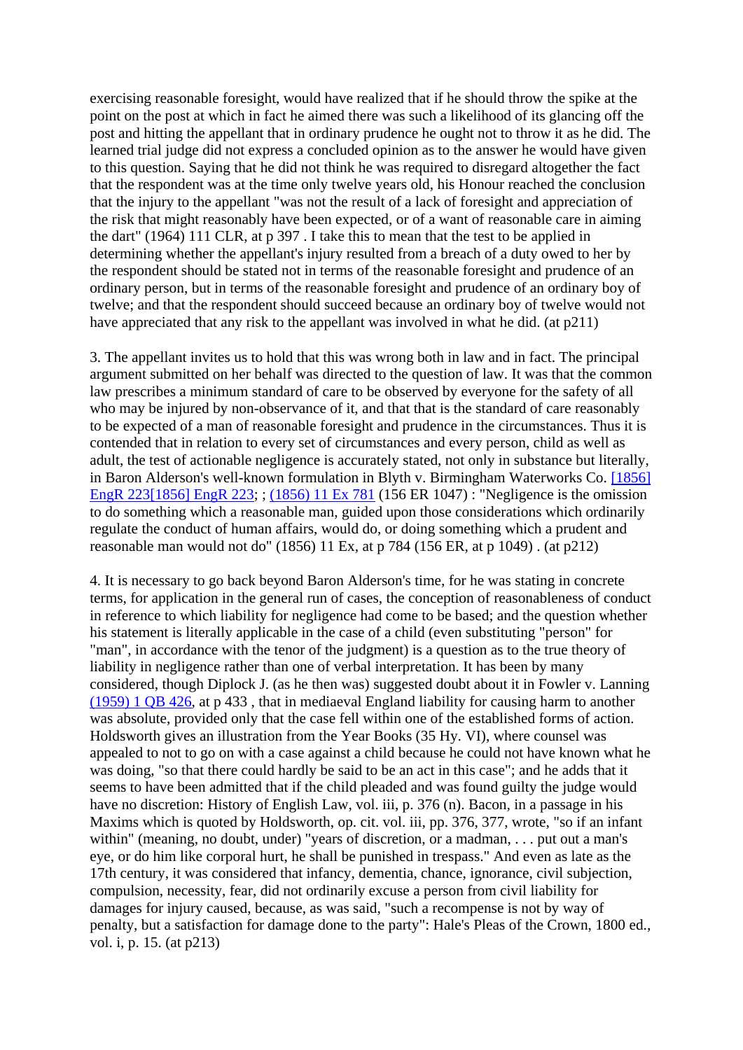exercising reasonable foresight, would have realized that if he should throw the spike at the point on the post at which in fact he aimed there was such a likelihood of its glancing off the post and hitting the appellant that in ordinary prudence he ought not to throw it as he did. The learned trial judge did not express a concluded opinion as to the answer he would have given to this question. Saying that he did not think he was required to disregard altogether the fact that the respondent was at the time only twelve years old, his Honour reached the conclusion that the injury to the appellant "was not the result of a lack of foresight and appreciation of the risk that might reasonably have been expected, or of a want of reasonable care in aiming the dart" (1964) 111 CLR, at p 397 . I take this to mean that the test to be applied in determining whether the appellant's injury resulted from a breach of a duty owed to her by the respondent should be stated not in terms of the reasonable foresight and prudence of an ordinary person, but in terms of the reasonable foresight and prudence of an ordinary boy of twelve; and that the respondent should succeed because an ordinary boy of twelve would not have appreciated that any risk to the appellant was involved in what he did. (at p211)

3. The appellant invites us to hold that this was wrong both in law and in fact. The principal argument submitted on her behalf was directed to the question of law. It was that the common law prescribes a minimum standard of care to be observed by everyone for the safety of all who may be injured by non-observance of it, and that that is the standard of care reasonably to be expected of a man of reasonable foresight and prudence in the circumstances. Thus it is contended that in relation to every set of circumstances and every person, child as well as adult, the test of actionable negligence is accurately stated, not only in substance but literally, in Baron Alderson's well-known formulation in Blyth v. Birmingham Waterworks Co. [1856] EngR 223[1856] EngR 223; ; (1856) 11 Ex 781 (156 ER 1047) : "Negligence is the omission to do something which a reasonable man, guided upon those considerations which ordinarily regulate the conduct of human affairs, would do, or doing something which a prudent and reasonable man would not do" (1856) 11 Ex, at p 784 (156 ER, at p 1049) . (at p212)

4. It is necessary to go back beyond Baron Alderson's time, for he was stating in concrete terms, for application in the general run of cases, the conception of reasonableness of conduct in reference to which liability for negligence had come to be based; and the question whether his statement is literally applicable in the case of a child (even substituting "person" for "man", in accordance with the tenor of the judgment) is a question as to the true theory of liability in negligence rather than one of verbal interpretation. It has been by many considered, though Diplock J. (as he then was) suggested doubt about it in Fowler v. Lanning (1959) 1 QB 426, at p 433 , that in mediaeval England liability for causing harm to another was absolute, provided only that the case fell within one of the established forms of action. Holdsworth gives an illustration from the Year Books (35 Hy. VI), where counsel was appealed to not to go on with a case against a child because he could not have known what he was doing, "so that there could hardly be said to be an act in this case"; and he adds that it seems to have been admitted that if the child pleaded and was found guilty the judge would have no discretion: History of English Law, vol. iii, p. 376 (n). Bacon, in a passage in his Maxims which is quoted by Holdsworth, op. cit. vol. iii, pp. 376, 377, wrote, "so if an infant within" (meaning, no doubt, under) "years of discretion, or a madman, . . . put out a man's eye, or do him like corporal hurt, he shall be punished in trespass." And even as late as the 17th century, it was considered that infancy, dementia, chance, ignorance, civil subjection, compulsion, necessity, fear, did not ordinarily excuse a person from civil liability for damages for injury caused, because, as was said, "such a recompense is not by way of penalty, but a satisfaction for damage done to the party": Hale's Pleas of the Crown, 1800 ed., vol. i, p. 15. (at p213)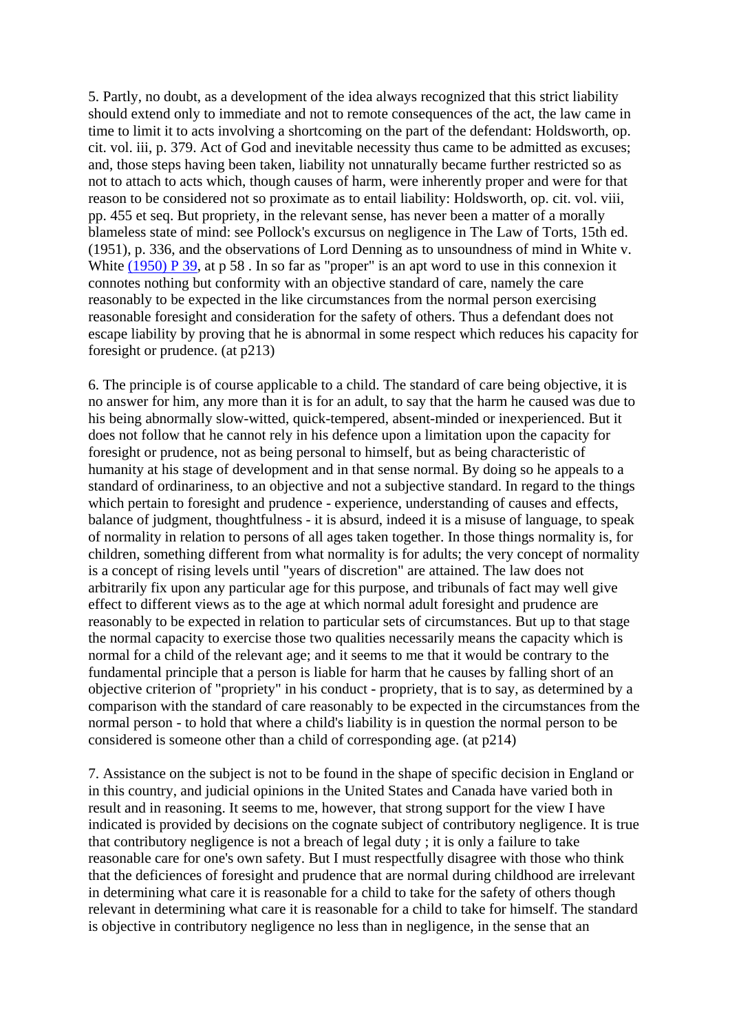5. Partly, no doubt, as a development of the idea always recognized that this strict liability should extend only to immediate and not to remote consequences of the act, the law came in time to limit it to acts involving a shortcoming on the part of the defendant: Holdsworth, op. cit. vol. iii, p. 379. Act of God and inevitable necessity thus came to be admitted as excuses; and, those steps having been taken, liability not unnaturally became further restricted so as not to attach to acts which, though causes of harm, were inherently proper and were for that reason to be considered not so proximate as to entail liability: Holdsworth, op. cit. vol. viii, pp. 455 et seq. But propriety, in the relevant sense, has never been a matter of a morally blameless state of mind: see Pollock's excursus on negligence in The Law of Torts, 15th ed. (1951), p. 336, and the observations of Lord Denning as to unsoundness of mind in White v. White (1950) P 39, at p 58 . In so far as "proper" is an apt word to use in this connexion it connotes nothing but conformity with an objective standard of care, namely the care reasonably to be expected in the like circumstances from the normal person exercising reasonable foresight and consideration for the safety of others. Thus a defendant does not escape liability by proving that he is abnormal in some respect which reduces his capacity for foresight or prudence. (at p213)

6. The principle is of course applicable to a child. The standard of care being objective, it is no answer for him, any more than it is for an adult, to say that the harm he caused was due to his being abnormally slow-witted, quick-tempered, absent-minded or inexperienced. But it does not follow that he cannot rely in his defence upon a limitation upon the capacity for foresight or prudence, not as being personal to himself, but as being characteristic of humanity at his stage of development and in that sense normal. By doing so he appeals to a standard of ordinariness, to an objective and not a subjective standard. In regard to the things which pertain to foresight and prudence - experience, understanding of causes and effects, balance of judgment, thoughtfulness - it is absurd, indeed it is a misuse of language, to speak of normality in relation to persons of all ages taken together. In those things normality is, for children, something different from what normality is for adults; the very concept of normality is a concept of rising levels until "years of discretion" are attained. The law does not arbitrarily fix upon any particular age for this purpose, and tribunals of fact may well give effect to different views as to the age at which normal adult foresight and prudence are reasonably to be expected in relation to particular sets of circumstances. But up to that stage the normal capacity to exercise those two qualities necessarily means the capacity which is normal for a child of the relevant age; and it seems to me that it would be contrary to the fundamental principle that a person is liable for harm that he causes by falling short of an objective criterion of "propriety" in his conduct - propriety, that is to say, as determined by a comparison with the standard of care reasonably to be expected in the circumstances from the normal person - to hold that where a child's liability is in question the normal person to be considered is someone other than a child of corresponding age. (at p214)

7. Assistance on the subject is not to be found in the shape of specific decision in England or in this country, and judicial opinions in the United States and Canada have varied both in result and in reasoning. It seems to me, however, that strong support for the view I have indicated is provided by decisions on the cognate subject of contributory negligence. It is true that contributory negligence is not a breach of legal duty ; it is only a failure to take reasonable care for one's own safety. But I must respectfully disagree with those who think that the deficiences of foresight and prudence that are normal during childhood are irrelevant in determining what care it is reasonable for a child to take for the safety of others though relevant in determining what care it is reasonable for a child to take for himself. The standard is objective in contributory negligence no less than in negligence, in the sense that an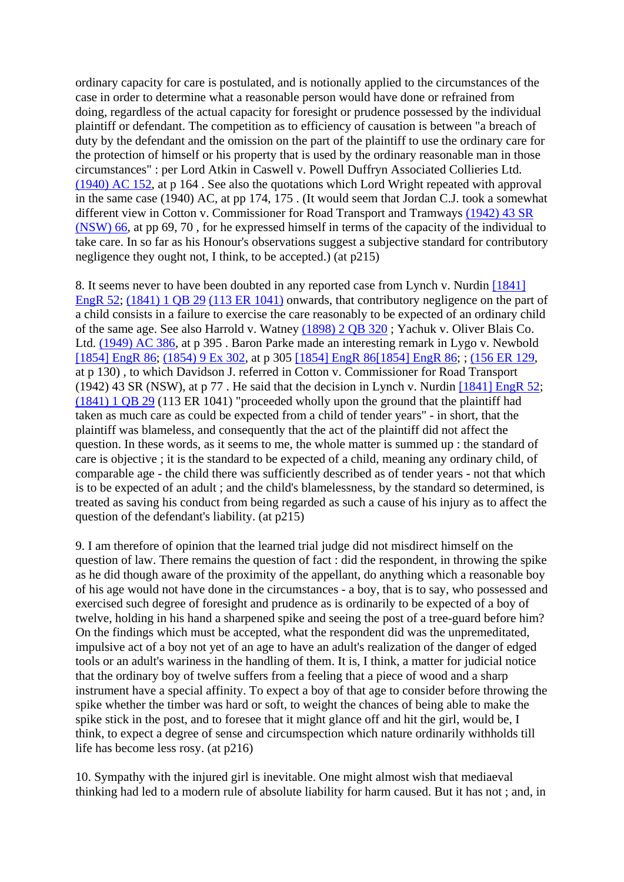ordinary capacity for care is postulated, and is notionally applied to the circumstances of the case in order to determine what a reasonable person would have done or refrained from doing, regardless of the actual capacity for foresight or prudence possessed by the individual plaintiff or defendant. The competition as to efficiency of causation is between "a breach of duty by the defendant and the omission on the part of the plaintiff to use the ordinary care for the protection of himself or his property that is used by the ordinary reasonable man in those circumstances" : per Lord Atkin in Caswell v. Powell Duffryn Associated Collieries Ltd. (1940) AC 152, at p 164 . See also the quotations which Lord Wright repeated with approval in the same case (1940) AC, at pp 174, 175 . (It would seem that Jordan C.J. took a somewhat different view in Cotton v. Commissioner for Road Transport and Tramways (1942) 43 SR (NSW) 66, at pp 69, 70 , for he expressed himself in terms of the capacity of the individual to take care. In so far as his Honour's observations suggest a subjective standard for contributory negligence they ought not, I think, to be accepted.) (at p215)

8. It seems never to have been doubted in any reported case from Lynch v. Nurdin [1841] EngR 52; (1841) 1 QB 29 (113 ER 1041) onwards, that contributory negligence on the part of a child consists in a failure to exercise the care reasonably to be expected of an ordinary child of the same age. See also Harrold v. Watney (1898) 2 QB 320 ; Yachuk v. Oliver Blais Co. Ltd. (1949) AC 386, at p 395 . Baron Parke made an interesting remark in Lygo v. Newbold [1854] EngR 86; (1854) 9 Ex 302, at p 305 [1854] EngR 86[1854] EngR 86; ; (156 ER 129, at p 130) , to which Davidson J. referred in Cotton v. Commissioner for Road Transport (1942) 43 SR (NSW), at p 77 . He said that the decision in Lynch v. Nurdin [1841] EngR 52; (1841) 1 QB 29 (113 ER 1041) "proceeded wholly upon the ground that the plaintiff had taken as much care as could be expected from a child of tender years" - in short, that the plaintiff was blameless, and consequently that the act of the plaintiff did not affect the question. In these words, as it seems to me, the whole matter is summed up : the standard of care is objective ; it is the standard to be expected of a child, meaning any ordinary child, of comparable age - the child there was sufficiently described as of tender years - not that which is to be expected of an adult ; and the child's blamelessness, by the standard so determined, is treated as saving his conduct from being regarded as such a cause of his injury as to affect the question of the defendant's liability. (at p215)

9. I am therefore of opinion that the learned trial judge did not misdirect himself on the question of law. There remains the question of fact : did the respondent, in throwing the spike as he did though aware of the proximity of the appellant, do anything which a reasonable boy of his age would not have done in the circumstances - a boy, that is to say, who possessed and exercised such degree of foresight and prudence as is ordinarily to be expected of a boy of twelve, holding in his hand a sharpened spike and seeing the post of a tree-guard before him? On the findings which must be accepted, what the respondent did was the unpremeditated, impulsive act of a boy not yet of an age to have an adult's realization of the danger of edged tools or an adult's wariness in the handling of them. It is, I think, a matter for judicial notice that the ordinary boy of twelve suffers from a feeling that a piece of wood and a sharp instrument have a special affinity. To expect a boy of that age to consider before throwing the spike whether the timber was hard or soft, to weight the chances of being able to make the spike stick in the post, and to foresee that it might glance off and hit the girl, would be, I think, to expect a degree of sense and circumspection which nature ordinarily withholds till life has become less rosy. (at p216)

10. Sympathy with the injured girl is inevitable. One might almost wish that mediaeval thinking had led to a modern rule of absolute liability for harm caused. But it has not ; and, in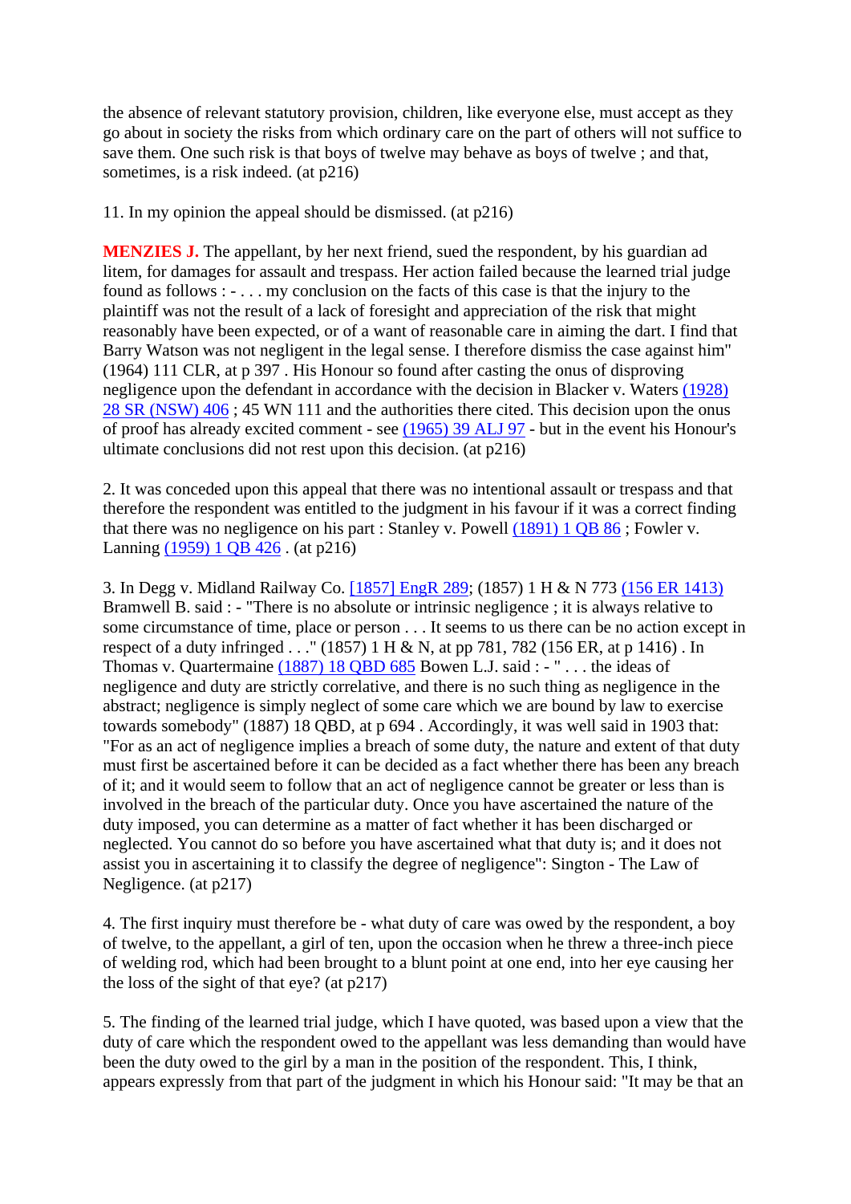the absence of relevant statutory provision, children, like everyone else, must accept as they go about in society the risks from which ordinary care on the part of others will not suffice to save them. One such risk is that boys of twelve may behave as boys of twelve ; and that, sometimes, is a risk indeed. (at p216)

11. In my opinion the appeal should be dismissed. (at p216)

**MENZIES J.** The appellant, by her next friend, sued the respondent, by his guardian ad litem, for damages for assault and trespass. Her action failed because the learned trial judge found as follows : - . . . my conclusion on the facts of this case is that the injury to the plaintiff was not the result of a lack of foresight and appreciation of the risk that might reasonably have been expected, or of a want of reasonable care in aiming the dart. I find that Barry Watson was not negligent in the legal sense. I therefore dismiss the case against him" (1964) 111 CLR, at p 397 . His Honour so found after casting the onus of disproving negligence upon the defendant in accordance with the decision in Blacker v. Waters (1928) 28 SR (NSW) 406 ; 45 WN 111 and the authorities there cited. This decision upon the onus of proof has already excited comment - see (1965) 39 ALJ 97 - but in the event his Honour's ultimate conclusions did not rest upon this decision. (at p216)

2. It was conceded upon this appeal that there was no intentional assault or trespass and that therefore the respondent was entitled to the judgment in his favour if it was a correct finding that there was no negligence on his part : Stanley v. Powell (1891) 1 QB 86 ; Fowler v. Lanning (1959) 1 QB 426 . (at p216)

3. In Degg v. Midland Railway Co. [1857] EngR 289; (1857) 1 H & N 773 (156 ER 1413) Bramwell B. said : - "There is no absolute or intrinsic negligence ; it is always relative to some circumstance of time, place or person . . . It seems to us there can be no action except in respect of a duty infringed . . ." (1857) 1 H & N, at pp 781, 782 (156 ER, at p 1416) . In Thomas v. Quartermaine (1887) 18 QBD 685 Bowen L.J. said : - " . . . the ideas of negligence and duty are strictly correlative, and there is no such thing as negligence in the abstract; negligence is simply neglect of some care which we are bound by law to exercise towards somebody" (1887) 18 QBD, at p 694 . Accordingly, it was well said in 1903 that: "For as an act of negligence implies a breach of some duty, the nature and extent of that duty must first be ascertained before it can be decided as a fact whether there has been any breach of it; and it would seem to follow that an act of negligence cannot be greater or less than is involved in the breach of the particular duty. Once you have ascertained the nature of the duty imposed, you can determine as a matter of fact whether it has been discharged or neglected. You cannot do so before you have ascertained what that duty is; and it does not assist you in ascertaining it to classify the degree of negligence": Sington - The Law of Negligence. (at p217)

4. The first inquiry must therefore be - what duty of care was owed by the respondent, a boy of twelve, to the appellant, a girl of ten, upon the occasion when he threw a three-inch piece of welding rod, which had been brought to a blunt point at one end, into her eye causing her the loss of the sight of that eye? (at p217)

5. The finding of the learned trial judge, which I have quoted, was based upon a view that the duty of care which the respondent owed to the appellant was less demanding than would have been the duty owed to the girl by a man in the position of the respondent. This, I think, appears expressly from that part of the judgment in which his Honour said: "It may be that an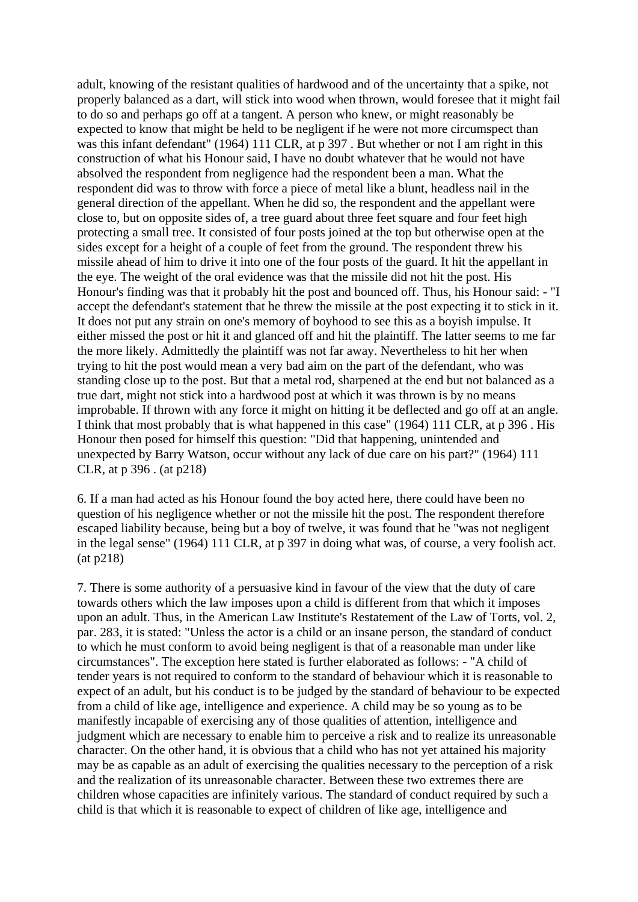adult, knowing of the resistant qualities of hardwood and of the uncertainty that a spike, not properly balanced as a dart, will stick into wood when thrown, would foresee that it might fail to do so and perhaps go off at a tangent. A person who knew, or might reasonably be expected to know that might be held to be negligent if he were not more circumspect than was this infant defendant" (1964) 111 CLR, at p 397 . But whether or not I am right in this construction of what his Honour said, I have no doubt whatever that he would not have absolved the respondent from negligence had the respondent been a man. What the respondent did was to throw with force a piece of metal like a blunt, headless nail in the general direction of the appellant. When he did so, the respondent and the appellant were close to, but on opposite sides of, a tree guard about three feet square and four feet high protecting a small tree. It consisted of four posts joined at the top but otherwise open at the sides except for a height of a couple of feet from the ground. The respondent threw his missile ahead of him to drive it into one of the four posts of the guard. It hit the appellant in the eye. The weight of the oral evidence was that the missile did not hit the post. His Honour's finding was that it probably hit the post and bounced off. Thus, his Honour said: - "I accept the defendant's statement that he threw the missile at the post expecting it to stick in it. It does not put any strain on one's memory of boyhood to see this as a boyish impulse. It either missed the post or hit it and glanced off and hit the plaintiff. The latter seems to me far the more likely. Admittedly the plaintiff was not far away. Nevertheless to hit her when trying to hit the post would mean a very bad aim on the part of the defendant, who was standing close up to the post. But that a metal rod, sharpened at the end but not balanced as a true dart, might not stick into a hardwood post at which it was thrown is by no means improbable. If thrown with any force it might on hitting it be deflected and go off at an angle. I think that most probably that is what happened in this case" (1964) 111 CLR, at p 396 . His Honour then posed for himself this question: "Did that happening, unintended and unexpected by Barry Watson, occur without any lack of due care on his part?" (1964) 111 CLR, at p 396 . (at p218)

6. If a man had acted as his Honour found the boy acted here, there could have been no question of his negligence whether or not the missile hit the post. The respondent therefore escaped liability because, being but a boy of twelve, it was found that he "was not negligent in the legal sense" (1964) 111 CLR, at p 397 in doing what was, of course, a very foolish act. (at p218)

7. There is some authority of a persuasive kind in favour of the view that the duty of care towards others which the law imposes upon a child is different from that which it imposes upon an adult. Thus, in the American Law Institute's Restatement of the Law of Torts, vol. 2, par. 283, it is stated: "Unless the actor is a child or an insane person, the standard of conduct to which he must conform to avoid being negligent is that of a reasonable man under like circumstances". The exception here stated is further elaborated as follows: - "A child of tender years is not required to conform to the standard of behaviour which it is reasonable to expect of an adult, but his conduct is to be judged by the standard of behaviour to be expected from a child of like age, intelligence and experience. A child may be so young as to be manifestly incapable of exercising any of those qualities of attention, intelligence and judgment which are necessary to enable him to perceive a risk and to realize its unreasonable character. On the other hand, it is obvious that a child who has not yet attained his majority may be as capable as an adult of exercising the qualities necessary to the perception of a risk and the realization of its unreasonable character. Between these two extremes there are children whose capacities are infinitely various. The standard of conduct required by such a child is that which it is reasonable to expect of children of like age, intelligence and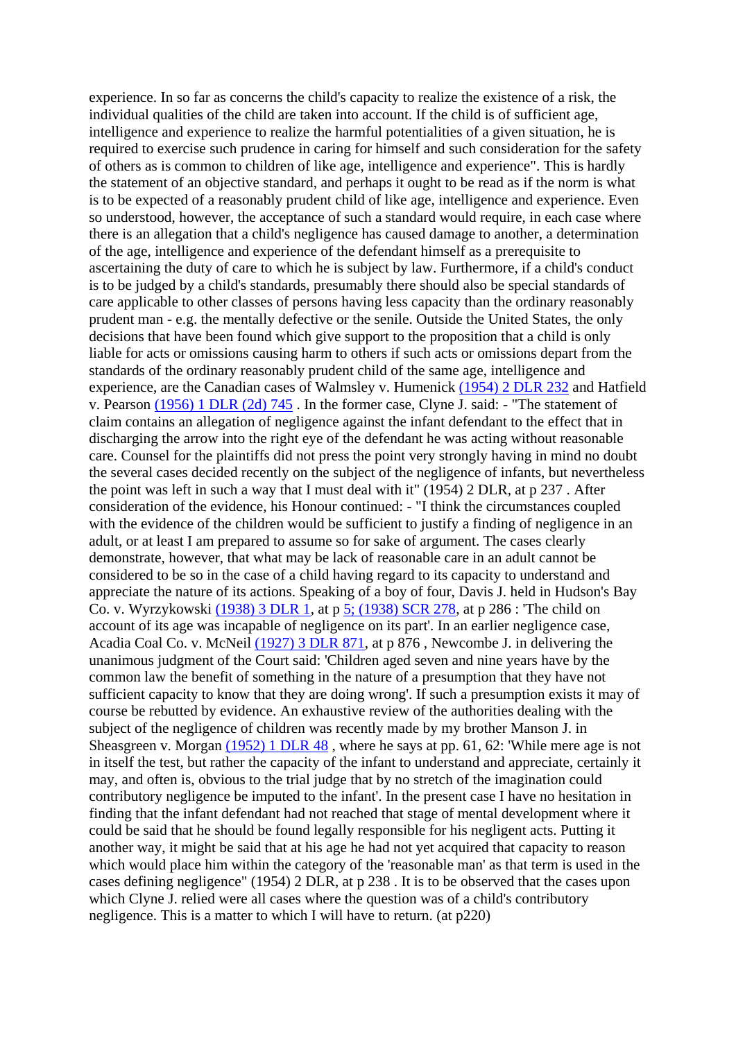experience. In so far as concerns the child's capacity to realize the existence of a risk, the individual qualities of the child are taken into account. If the child is of sufficient age, intelligence and experience to realize the harmful potentialities of a given situation, he is required to exercise such prudence in caring for himself and such consideration for the safety of others as is common to children of like age, intelligence and experience". This is hardly the statement of an objective standard, and perhaps it ought to be read as if the norm is what is to be expected of a reasonably prudent child of like age, intelligence and experience. Even so understood, however, the acceptance of such a standard would require, in each case where there is an allegation that a child's negligence has caused damage to another, a determination of the age, intelligence and experience of the defendant himself as a prerequisite to ascertaining the duty of care to which he is subject by law. Furthermore, if a child's conduct is to be judged by a child's standards, presumably there should also be special standards of care applicable to other classes of persons having less capacity than the ordinary reasonably prudent man - e.g. the mentally defective or the senile. Outside the United States, the only decisions that have been found which give support to the proposition that a child is only liable for acts or omissions causing harm to others if such acts or omissions depart from the standards of the ordinary reasonably prudent child of the same age, intelligence and experience, are the Canadian cases of Walmsley v. Humenick (1954) 2 DLR 232 and Hatfield v. Pearson (1956) 1 DLR (2d) 745 . In the former case, Clyne J. said: - "The statement of claim contains an allegation of negligence against the infant defendant to the effect that in discharging the arrow into the right eye of the defendant he was acting without reasonable care. Counsel for the plaintiffs did not press the point very strongly having in mind no doubt the several cases decided recently on the subject of the negligence of infants, but nevertheless the point was left in such a way that I must deal with it" (1954) 2 DLR, at p 237 . After consideration of the evidence, his Honour continued: - "I think the circumstances coupled with the evidence of the children would be sufficient to justify a finding of negligence in an adult, or at least I am prepared to assume so for sake of argument. The cases clearly demonstrate, however, that what may be lack of reasonable care in an adult cannot be considered to be so in the case of a child having regard to its capacity to understand and appreciate the nature of its actions. Speaking of a boy of four, Davis J. held in Hudson's Bay Co. v. Wyrzykowski (1938) 3 DLR 1, at p 5; (1938) SCR 278, at p 286 : 'The child on account of its age was incapable of negligence on its part'. In an earlier negligence case, Acadia Coal Co. v. McNeil (1927) 3 DLR 871, at p 876 , Newcombe J. in delivering the unanimous judgment of the Court said: 'Children aged seven and nine years have by the common law the benefit of something in the nature of a presumption that they have not sufficient capacity to know that they are doing wrong'. If such a presumption exists it may of course be rebutted by evidence. An exhaustive review of the authorities dealing with the subject of the negligence of children was recently made by my brother Manson J. in Sheasgreen v. Morgan (1952) 1 DLR 48 , where he says at pp. 61, 62: 'While mere age is not in itself the test, but rather the capacity of the infant to understand and appreciate, certainly it may, and often is, obvious to the trial judge that by no stretch of the imagination could contributory negligence be imputed to the infant'. In the present case I have no hesitation in finding that the infant defendant had not reached that stage of mental development where it could be said that he should be found legally responsible for his negligent acts. Putting it another way, it might be said that at his age he had not yet acquired that capacity to reason which would place him within the category of the 'reasonable man' as that term is used in the cases defining negligence" (1954) 2 DLR, at p 238 . It is to be observed that the cases upon which Clyne J. relied were all cases where the question was of a child's contributory negligence. This is a matter to which I will have to return. (at p220)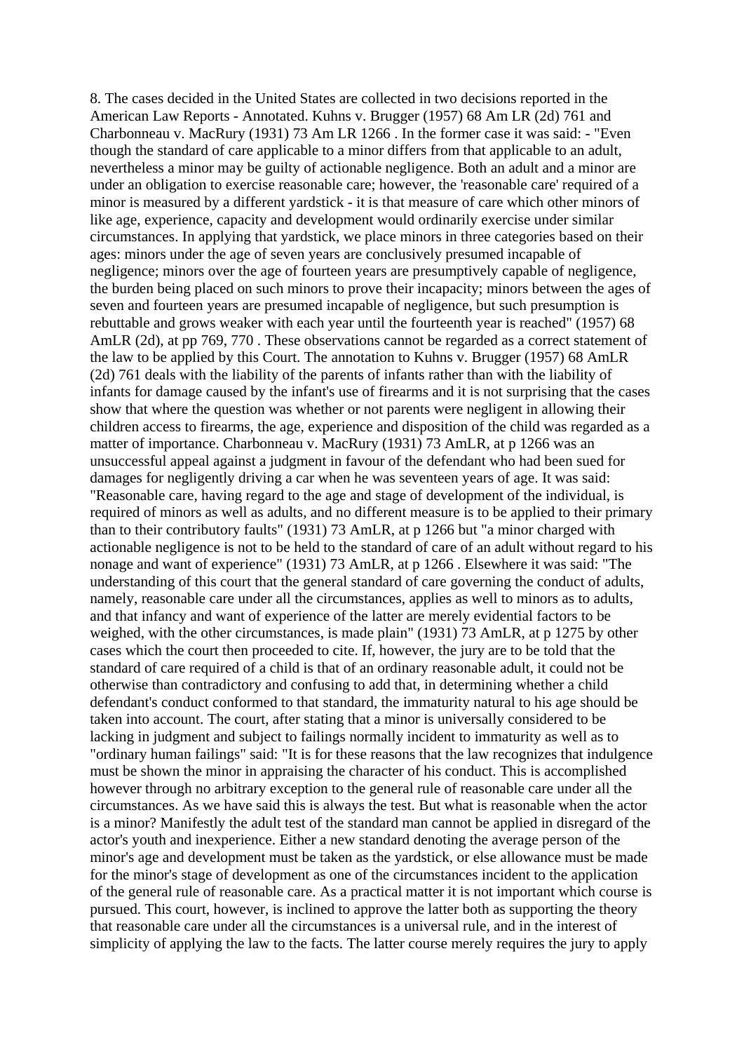8. The cases decided in the United States are collected in two decisions reported in the American Law Reports - Annotated. Kuhns v. Brugger (1957) 68 Am LR (2d) 761 and Charbonneau v. MacRury (1931) 73 Am LR 1266 . In the former case it was said: - "Even though the standard of care applicable to a minor differs from that applicable to an adult, nevertheless a minor may be guilty of actionable negligence. Both an adult and a minor are under an obligation to exercise reasonable care; however, the 'reasonable care' required of a minor is measured by a different yardstick - it is that measure of care which other minors of like age, experience, capacity and development would ordinarily exercise under similar circumstances. In applying that yardstick, we place minors in three categories based on their ages: minors under the age of seven years are conclusively presumed incapable of negligence; minors over the age of fourteen years are presumptively capable of negligence, the burden being placed on such minors to prove their incapacity; minors between the ages of seven and fourteen years are presumed incapable of negligence, but such presumption is rebuttable and grows weaker with each year until the fourteenth year is reached" (1957) 68 AmLR (2d), at pp 769, 770 . These observations cannot be regarded as a correct statement of the law to be applied by this Court. The annotation to Kuhns v. Brugger (1957) 68 AmLR (2d) 761 deals with the liability of the parents of infants rather than with the liability of infants for damage caused by the infant's use of firearms and it is not surprising that the cases show that where the question was whether or not parents were negligent in allowing their children access to firearms, the age, experience and disposition of the child was regarded as a matter of importance. Charbonneau v. MacRury (1931) 73 AmLR, at p 1266 was an unsuccessful appeal against a judgment in favour of the defendant who had been sued for damages for negligently driving a car when he was seventeen years of age. It was said: "Reasonable care, having regard to the age and stage of development of the individual, is required of minors as well as adults, and no different measure is to be applied to their primary than to their contributory faults" (1931) 73 AmLR, at p 1266 but "a minor charged with actionable negligence is not to be held to the standard of care of an adult without regard to his nonage and want of experience" (1931) 73 AmLR, at p 1266 . Elsewhere it was said: "The understanding of this court that the general standard of care governing the conduct of adults, namely, reasonable care under all the circumstances, applies as well to minors as to adults, and that infancy and want of experience of the latter are merely evidential factors to be weighed, with the other circumstances, is made plain" (1931) 73 AmLR, at p 1275 by other cases which the court then proceeded to cite. If, however, the jury are to be told that the standard of care required of a child is that of an ordinary reasonable adult, it could not be otherwise than contradictory and confusing to add that, in determining whether a child defendant's conduct conformed to that standard, the immaturity natural to his age should be taken into account. The court, after stating that a minor is universally considered to be lacking in judgment and subject to failings normally incident to immaturity as well as to "ordinary human failings" said: "It is for these reasons that the law recognizes that indulgence must be shown the minor in appraising the character of his conduct. This is accomplished however through no arbitrary exception to the general rule of reasonable care under all the circumstances. As we have said this is always the test. But what is reasonable when the actor is a minor? Manifestly the adult test of the standard man cannot be applied in disregard of the actor's youth and inexperience. Either a new standard denoting the average person of the minor's age and development must be taken as the yardstick, or else allowance must be made for the minor's stage of development as one of the circumstances incident to the application of the general rule of reasonable care. As a practical matter it is not important which course is pursued. This court, however, is inclined to approve the latter both as supporting the theory that reasonable care under all the circumstances is a universal rule, and in the interest of simplicity of applying the law to the facts. The latter course merely requires the jury to apply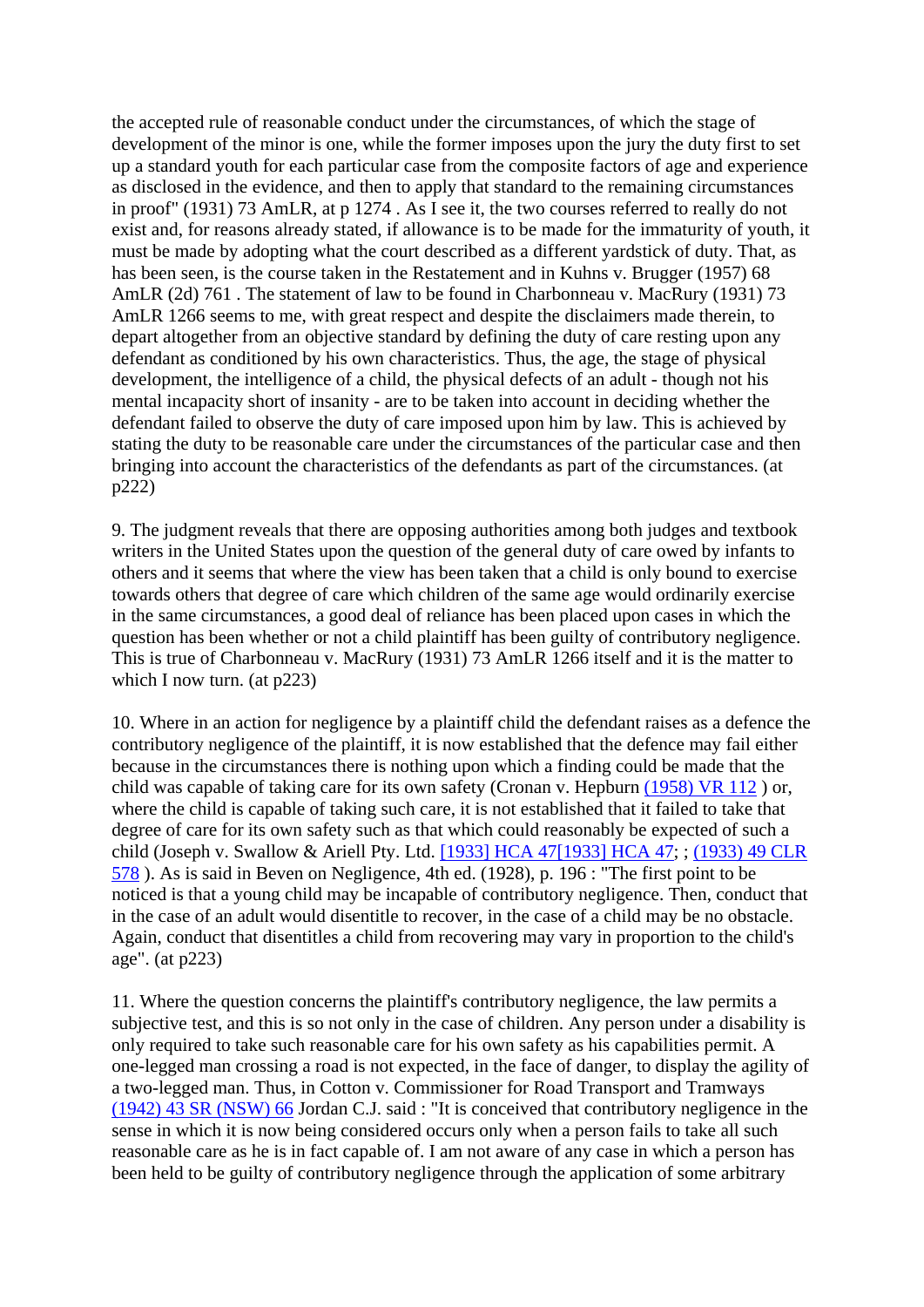the accepted rule of reasonable conduct under the circumstances, of which the stage of development of the minor is one, while the former imposes upon the jury the duty first to set up a standard youth for each particular case from the composite factors of age and experience as disclosed in the evidence, and then to apply that standard to the remaining circumstances in proof" (1931) 73 AmLR, at p 1274 . As I see it, the two courses referred to really do not exist and, for reasons already stated, if allowance is to be made for the immaturity of youth, it must be made by adopting what the court described as a different yardstick of duty. That, as has been seen, is the course taken in the Restatement and in Kuhns v. Brugger (1957) 68 AmLR (2d) 761 . The statement of law to be found in Charbonneau v. MacRury (1931) 73 AmLR 1266 seems to me, with great respect and despite the disclaimers made therein, to depart altogether from an objective standard by defining the duty of care resting upon any defendant as conditioned by his own characteristics. Thus, the age, the stage of physical development, the intelligence of a child, the physical defects of an adult - though not his mental incapacity short of insanity - are to be taken into account in deciding whether the defendant failed to observe the duty of care imposed upon him by law. This is achieved by stating the duty to be reasonable care under the circumstances of the particular case and then bringing into account the characteristics of the defendants as part of the circumstances. (at p222)

9. The judgment reveals that there are opposing authorities among both judges and textbook writers in the United States upon the question of the general duty of care owed by infants to others and it seems that where the view has been taken that a child is only bound to exercise towards others that degree of care which children of the same age would ordinarily exercise in the same circumstances, a good deal of reliance has been placed upon cases in which the question has been whether or not a child plaintiff has been guilty of contributory negligence. This is true of Charbonneau v. MacRury (1931) 73 AmLR 1266 itself and it is the matter to which I now turn. (at p223)

10. Where in an action for negligence by a plaintiff child the defendant raises as a defence the contributory negligence of the plaintiff, it is now established that the defence may fail either because in the circumstances there is nothing upon which a finding could be made that the child was capable of taking care for its own safety (Cronan v. Hepburn (1958) VR 112 ) or, where the child is capable of taking such care, it is not established that it failed to take that degree of care for its own safety such as that which could reasonably be expected of such a child (Joseph v. Swallow & Ariell Pty. Ltd. [1933] HCA 47[1933] HCA 47; ; (1933) 49 CLR 578 ). As is said in Beven on Negligence, 4th ed. (1928), p. 196 : "The first point to be noticed is that a young child may be incapable of contributory negligence. Then, conduct that in the case of an adult would disentitle to recover, in the case of a child may be no obstacle. Again, conduct that disentitles a child from recovering may vary in proportion to the child's age". (at p223)

11. Where the question concerns the plaintiff's contributory negligence, the law permits a subjective test, and this is so not only in the case of children. Any person under a disability is only required to take such reasonable care for his own safety as his capabilities permit. A one-legged man crossing a road is not expected, in the face of danger, to display the agility of a two-legged man. Thus, in Cotton v. Commissioner for Road Transport and Tramways (1942) 43 SR (NSW) 66 Jordan C.J. said : "It is conceived that contributory negligence in the sense in which it is now being considered occurs only when a person fails to take all such reasonable care as he is in fact capable of. I am not aware of any case in which a person has been held to be guilty of contributory negligence through the application of some arbitrary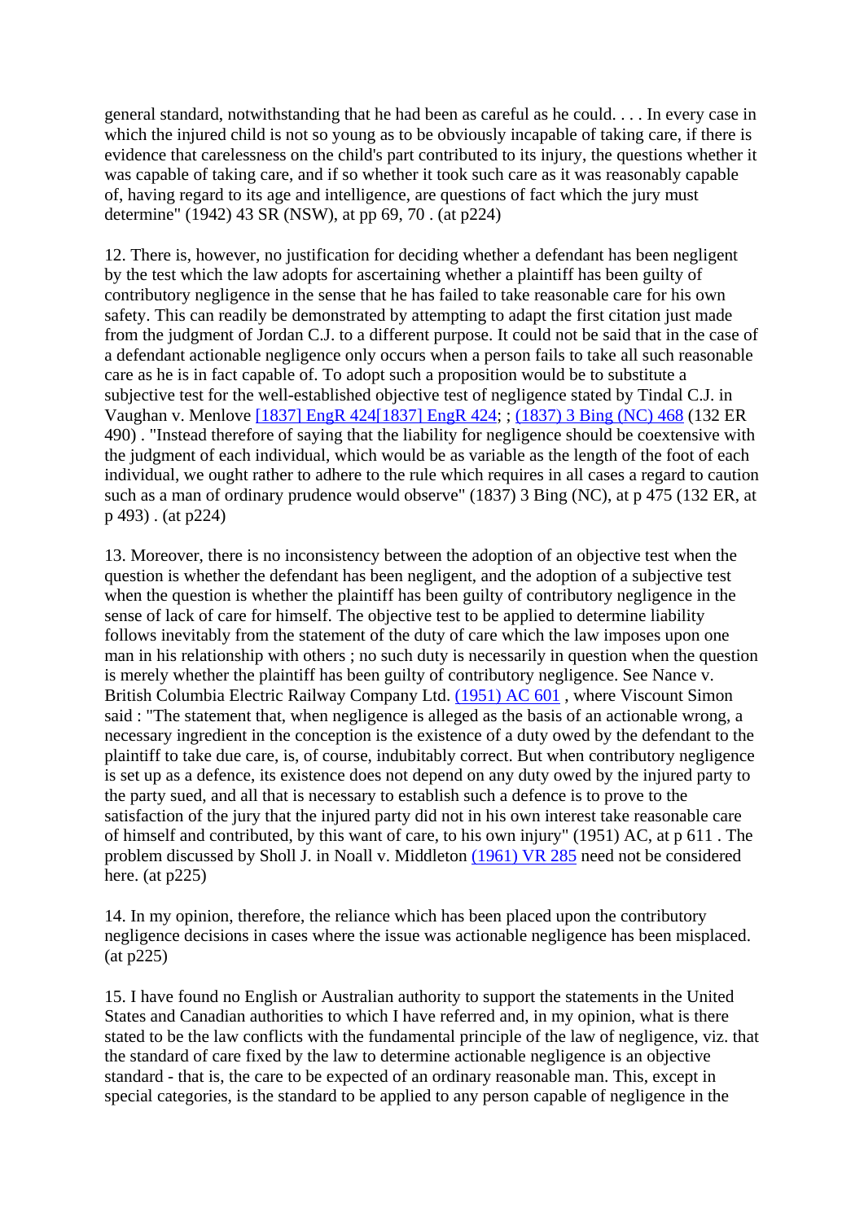general standard, notwithstanding that he had been as careful as he could. . . . In every case in which the injured child is not so young as to be obviously incapable of taking care, if there is evidence that carelessness on the child's part contributed to its injury, the questions whether it was capable of taking care, and if so whether it took such care as it was reasonably capable of, having regard to its age and intelligence, are questions of fact which the jury must determine" (1942) 43 SR (NSW), at pp 69, 70 . (at p224)

12. There is, however, no justification for deciding whether a defendant has been negligent by the test which the law adopts for ascertaining whether a plaintiff has been guilty of contributory negligence in the sense that he has failed to take reasonable care for his own safety. This can readily be demonstrated by attempting to adapt the first citation just made from the judgment of Jordan C.J. to a different purpose. It could not be said that in the case of a defendant actionable negligence only occurs when a person fails to take all such reasonable care as he is in fact capable of. To adopt such a proposition would be to substitute a subjective test for the well-established objective test of negligence stated by Tindal C.J. in Vaughan v. Menlove [1837] EngR 424[1837] EngR 424; ; (1837) 3 Bing (NC) 468 (132 ER 490) . "Instead therefore of saying that the liability for negligence should be coextensive with the judgment of each individual, which would be as variable as the length of the foot of each individual, we ought rather to adhere to the rule which requires in all cases a regard to caution such as a man of ordinary prudence would observe" (1837) 3 Bing (NC), at p 475 (132 ER, at p 493) . (at p224)

13. Moreover, there is no inconsistency between the adoption of an objective test when the question is whether the defendant has been negligent, and the adoption of a subjective test when the question is whether the plaintiff has been guilty of contributory negligence in the sense of lack of care for himself. The objective test to be applied to determine liability follows inevitably from the statement of the duty of care which the law imposes upon one man in his relationship with others ; no such duty is necessarily in question when the question is merely whether the plaintiff has been guilty of contributory negligence. See Nance v. British Columbia Electric Railway Company Ltd. (1951) AC 601 , where Viscount Simon said : "The statement that, when negligence is alleged as the basis of an actionable wrong, a necessary ingredient in the conception is the existence of a duty owed by the defendant to the plaintiff to take due care, is, of course, indubitably correct. But when contributory negligence is set up as a defence, its existence does not depend on any duty owed by the injured party to the party sued, and all that is necessary to establish such a defence is to prove to the satisfaction of the jury that the injured party did not in his own interest take reasonable care of himself and contributed, by this want of care, to his own injury" (1951) AC, at p 611 . The problem discussed by Sholl J. in Noall v. Middleton (1961) VR 285 need not be considered here. (at p225)

14. In my opinion, therefore, the reliance which has been placed upon the contributory negligence decisions in cases where the issue was actionable negligence has been misplaced. (at p225)

15. I have found no English or Australian authority to support the statements in the United States and Canadian authorities to which I have referred and, in my opinion, what is there stated to be the law conflicts with the fundamental principle of the law of negligence, viz. that the standard of care fixed by the law to determine actionable negligence is an objective standard - that is, the care to be expected of an ordinary reasonable man. This, except in special categories, is the standard to be applied to any person capable of negligence in the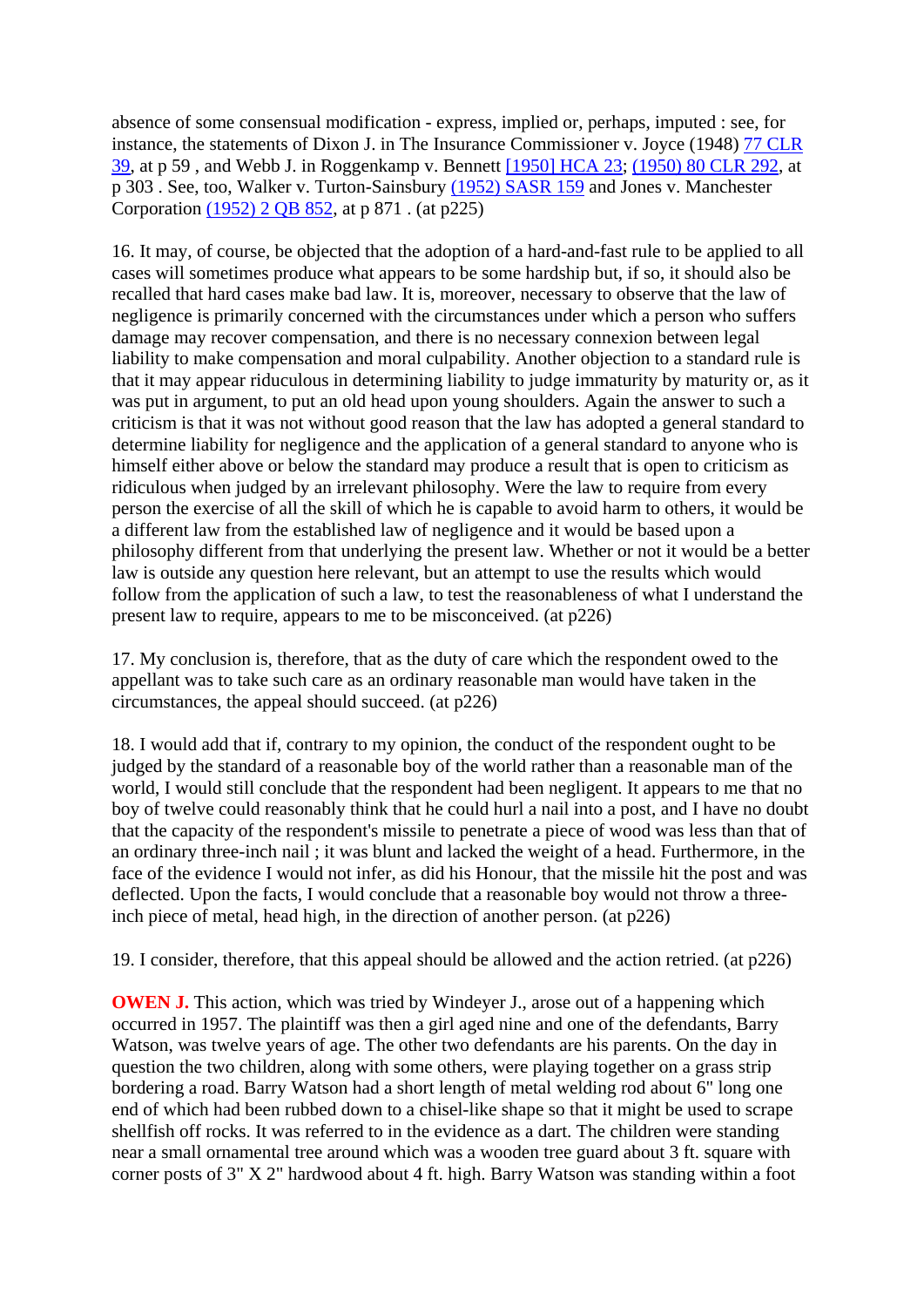absence of some consensual modification - express, implied or, perhaps, imputed : see, for instance, the statements of Dixon J. in The Insurance Commissioner v. Joyce (1948) 77 CLR 39, at p 59 , and Webb J. in Roggenkamp v. Bennett [1950] HCA 23; (1950) 80 CLR 292, at p 303 . See, too, Walker v. Turton-Sainsbury (1952) SASR 159 and Jones v. Manchester Corporation (1952) 2 QB 852, at p 871 . (at p225)

16. It may, of course, be objected that the adoption of a hard-and-fast rule to be applied to all cases will sometimes produce what appears to be some hardship but, if so, it should also be recalled that hard cases make bad law. It is, moreover, necessary to observe that the law of negligence is primarily concerned with the circumstances under which a person who suffers damage may recover compensation, and there is no necessary connexion between legal liability to make compensation and moral culpability. Another objection to a standard rule is that it may appear riduculous in determining liability to judge immaturity by maturity or, as it was put in argument, to put an old head upon young shoulders. Again the answer to such a criticism is that it was not without good reason that the law has adopted a general standard to determine liability for negligence and the application of a general standard to anyone who is himself either above or below the standard may produce a result that is open to criticism as ridiculous when judged by an irrelevant philosophy. Were the law to require from every person the exercise of all the skill of which he is capable to avoid harm to others, it would be a different law from the established law of negligence and it would be based upon a philosophy different from that underlying the present law. Whether or not it would be a better law is outside any question here relevant, but an attempt to use the results which would follow from the application of such a law, to test the reasonableness of what I understand the present law to require, appears to me to be misconceived. (at p226)

17. My conclusion is, therefore, that as the duty of care which the respondent owed to the appellant was to take such care as an ordinary reasonable man would have taken in the circumstances, the appeal should succeed. (at p226)

18. I would add that if, contrary to my opinion, the conduct of the respondent ought to be judged by the standard of a reasonable boy of the world rather than a reasonable man of the world, I would still conclude that the respondent had been negligent. It appears to me that no boy of twelve could reasonably think that he could hurl a nail into a post, and I have no doubt that the capacity of the respondent's missile to penetrate a piece of wood was less than that of an ordinary three-inch nail ; it was blunt and lacked the weight of a head. Furthermore, in the face of the evidence I would not infer, as did his Honour, that the missile hit the post and was deflected. Upon the facts, I would conclude that a reasonable boy would not throw a three-inch piece of metal, head high, in the direction of another person. (at p226)

19. I consider, therefore, that this appeal should be allowed and the action retried. (at p226)

**OWEN J.** This action, which was tried by Windeyer J., arose out of a happening which occurred in 1957. The plaintiff was then a girl aged nine and one of the defendants, Barry Watson, was twelve years of age. The other two defendants are his parents. On the day in question the two children, along with some others, were playing together on a grass strip bordering a road. Barry Watson had a short length of metal welding rod about 6" long one end of which had been rubbed down to a chisel-like shape so that it might be used to scrape shellfish off rocks. It was referred to in the evidence as a dart. The children were standing near a small ornamental tree around which was a wooden tree guard about 3 ft. square with corner posts of 3" X 2" hardwood about 4 ft. high. Barry Watson was standing within a foot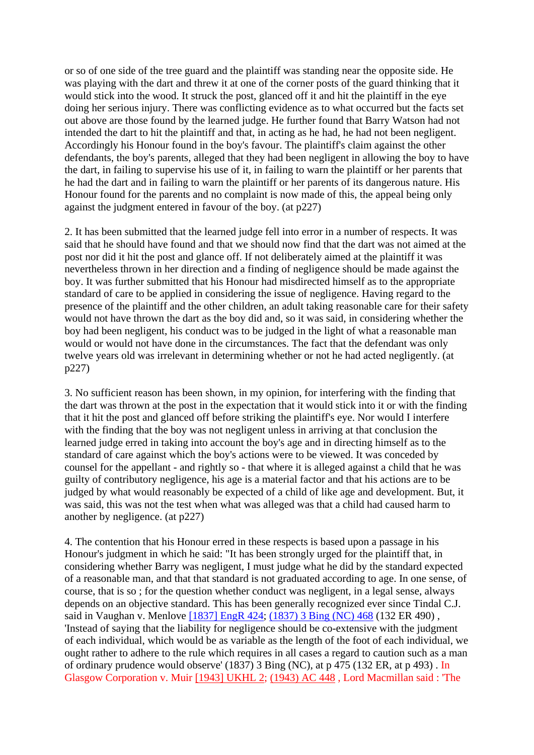or so of one side of the tree guard and the plaintiff was standing near the opposite side. He was playing with the dart and threw it at one of the corner posts of the guard thinking that it would stick into the wood. It struck the post, glanced off it and hit the plaintiff in the eye doing her serious injury. There was conflicting evidence as to what occurred but the facts set out above are those found by the learned judge. He further found that Barry Watson had not intended the dart to hit the plaintiff and that, in acting as he had, he had not been negligent. Accordingly his Honour found in the boy's favour. The plaintiff's claim against the other defendants, the boy's parents, alleged that they had been negligent in allowing the boy to have the dart, in failing to supervise his use of it, in failing to warn the plaintiff or her parents that he had the dart and in failing to warn the plaintiff or her parents of its dangerous nature. His Honour found for the parents and no complaint is now made of this, the appeal being only against the judgment entered in favour of the boy. (at p227)

2. It has been submitted that the learned judge fell into error in a number of respects. It was said that he should have found and that we should now find that the dart was not aimed at the post nor did it hit the post and glance off. If not deliberately aimed at the plaintiff it was nevertheless thrown in her direction and a finding of negligence should be made against the boy. It was further submitted that his Honour had misdirected himself as to the appropriate standard of care to be applied in considering the issue of negligence. Having regard to the presence of the plaintiff and the other children, an adult taking reasonable care for their safety would not have thrown the dart as the boy did and, so it was said, in considering whether the boy had been negligent, his conduct was to be judged in the light of what a reasonable man would or would not have done in the circumstances. The fact that the defendant was only twelve years old was irrelevant in determining whether or not he had acted negligently. (at p227)

3. No sufficient reason has been shown, in my opinion, for interfering with the finding that the dart was thrown at the post in the expectation that it would stick into it or with the finding that it hit the post and glanced off before striking the plaintiff's eye. Nor would I interfere with the finding that the boy was not negligent unless in arriving at that conclusion the learned judge erred in taking into account the boy's age and in directing himself as to the standard of care against which the boy's actions were to be viewed. It was conceded by counsel for the appellant - and rightly so - that where it is alleged against a child that he was guilty of contributory negligence, his age is a material factor and that his actions are to be judged by what would reasonably be expected of a child of like age and development. But, it was said, this was not the test when what was alleged was that a child had caused harm to another by negligence. (at p227)

4. The contention that his Honour erred in these respects is based upon a passage in his Honour's judgment in which he said: "It has been strongly urged for the plaintiff that, in considering whether Barry was negligent, I must judge what he did by the standard expected of a reasonable man, and that that standard is not graduated according to age. In one sense, of course, that is so ; for the question whether conduct was negligent, in a legal sense, always depends on an objective standard. This has been generally recognized ever since Tindal C.J. said in Vaughan v. Menlove [1837] EngR 424; (1837) 3 Bing (NC) 468 (132 ER 490) , 'Instead of saying that the liability for negligence should be co-extensive with the judgment of each individual, which would be as variable as the length of the foot of each individual, we ought rather to adhere to the rule which requires in all cases a regard to caution such as a man of ordinary prudence would observe' (1837) 3 Bing (NC), at p 475 (132 ER, at p 493) . In Glasgow Corporation v. Muir [1943] UKHL 2; (1943) AC 448 , Lord Macmillan said : 'The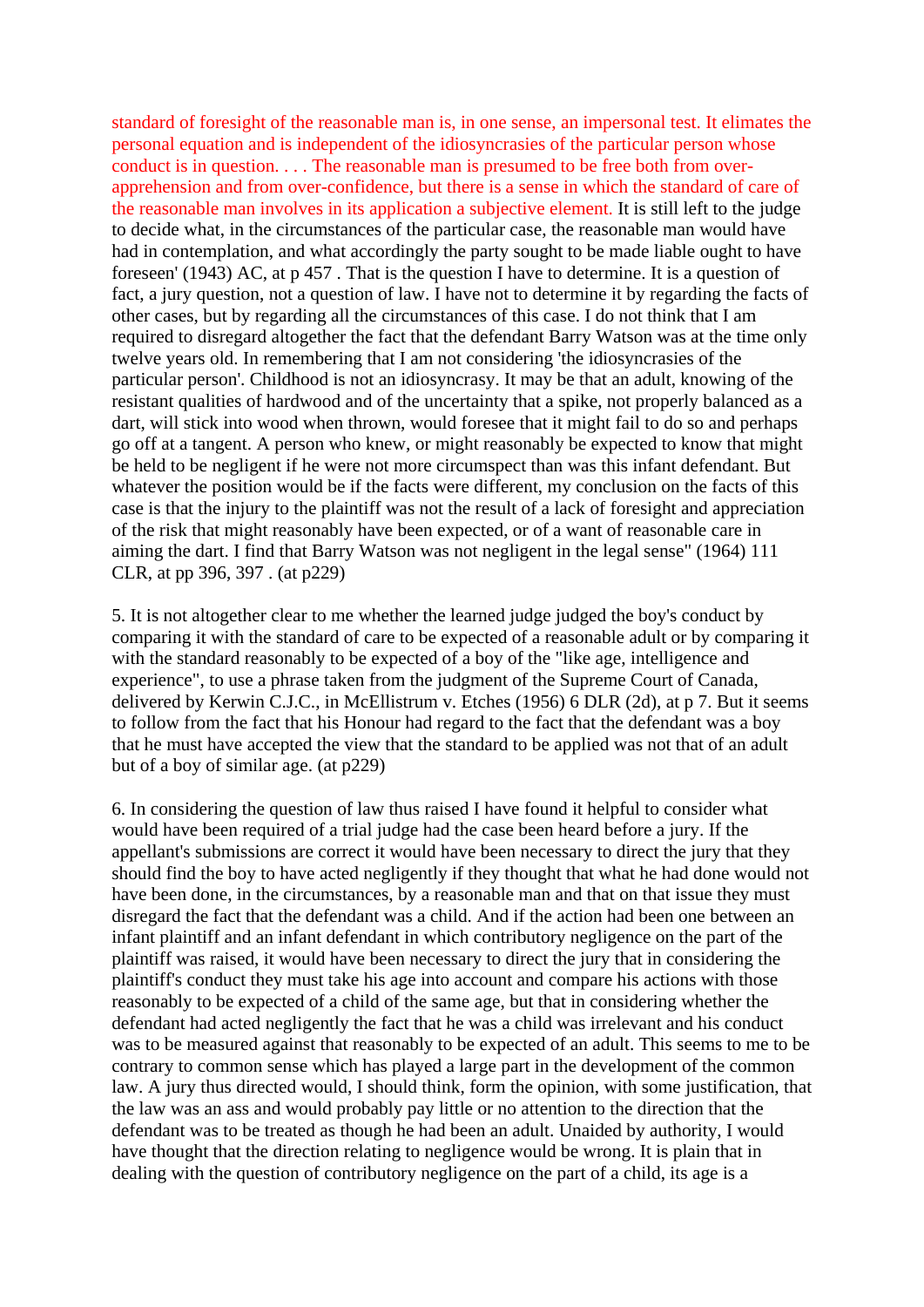standard of foresight of the reasonable man is, in one sense, an impersonal test. It elimates the personal equation and is independent of the idiosyncrasies of the particular person whose conduct is in question. . . . The reasonable man is presumed to be free both from over-apprehension and from over-confidence, but there is a sense in which the standard of care of the reasonable man involves in its application a subjective element. It is still left to the judge to decide what, in the circumstances of the particular case, the reasonable man would have had in contemplation, and what accordingly the party sought to be made liable ought to have foreseen' (1943) AC, at p 457 . That is the question I have to determine. It is a question of fact, a jury question, not a question of law. I have not to determine it by regarding the facts of other cases, but by regarding all the circumstances of this case. I do not think that I am required to disregard altogether the fact that the defendant Barry Watson was at the time only twelve years old. In remembering that I am not considering 'the idiosyncrasies of the particular person'. Childhood is not an idiosyncrasy. It may be that an adult, knowing of the resistant qualities of hardwood and of the uncertainty that a spike, not properly balanced as a dart, will stick into wood when thrown, would foresee that it might fail to do so and perhaps go off at a tangent. A person who knew, or might reasonably be expected to know that might be held to be negligent if he were not more circumspect than was this infant defendant. But whatever the position would be if the facts were different, my conclusion on the facts of this case is that the injury to the plaintiff was not the result of a lack of foresight and appreciation of the risk that might reasonably have been expected, or of a want of reasonable care in aiming the dart. I find that Barry Watson was not negligent in the legal sense" (1964) 111 CLR, at pp 396, 397 . (at p229)

5. It is not altogether clear to me whether the learned judge judged the boy's conduct by comparing it with the standard of care to be expected of a reasonable adult or by comparing it with the standard reasonably to be expected of a boy of the "like age, intelligence and experience", to use a phrase taken from the judgment of the Supreme Court of Canada, delivered by Kerwin C.J.C., in McEllistrum v. Etches (1956) 6 DLR (2d), at p 7. But it seems to follow from the fact that his Honour had regard to the fact that the defendant was a boy that he must have accepted the view that the standard to be applied was not that of an adult but of a boy of similar age. (at p229)

6. In considering the question of law thus raised I have found it helpful to consider what would have been required of a trial judge had the case been heard before a jury. If the appellant's submissions are correct it would have been necessary to direct the jury that they should find the boy to have acted negligently if they thought that what he had done would not have been done, in the circumstances, by a reasonable man and that on that issue they must disregard the fact that the defendant was a child. And if the action had been one between an infant plaintiff and an infant defendant in which contributory negligence on the part of the plaintiff was raised, it would have been necessary to direct the jury that in considering the plaintiff's conduct they must take his age into account and compare his actions with those reasonably to be expected of a child of the same age, but that in considering whether the defendant had acted negligently the fact that he was a child was irrelevant and his conduct was to be measured against that reasonably to be expected of an adult. This seems to me to be contrary to common sense which has played a large part in the development of the common law. A jury thus directed would, I should think, form the opinion, with some justification, that the law was an ass and would probably pay little or no attention to the direction that the defendant was to be treated as though he had been an adult. Unaided by authority, I would have thought that the direction relating to negligence would be wrong. It is plain that in dealing with the question of contributory negligence on the part of a child, its age is a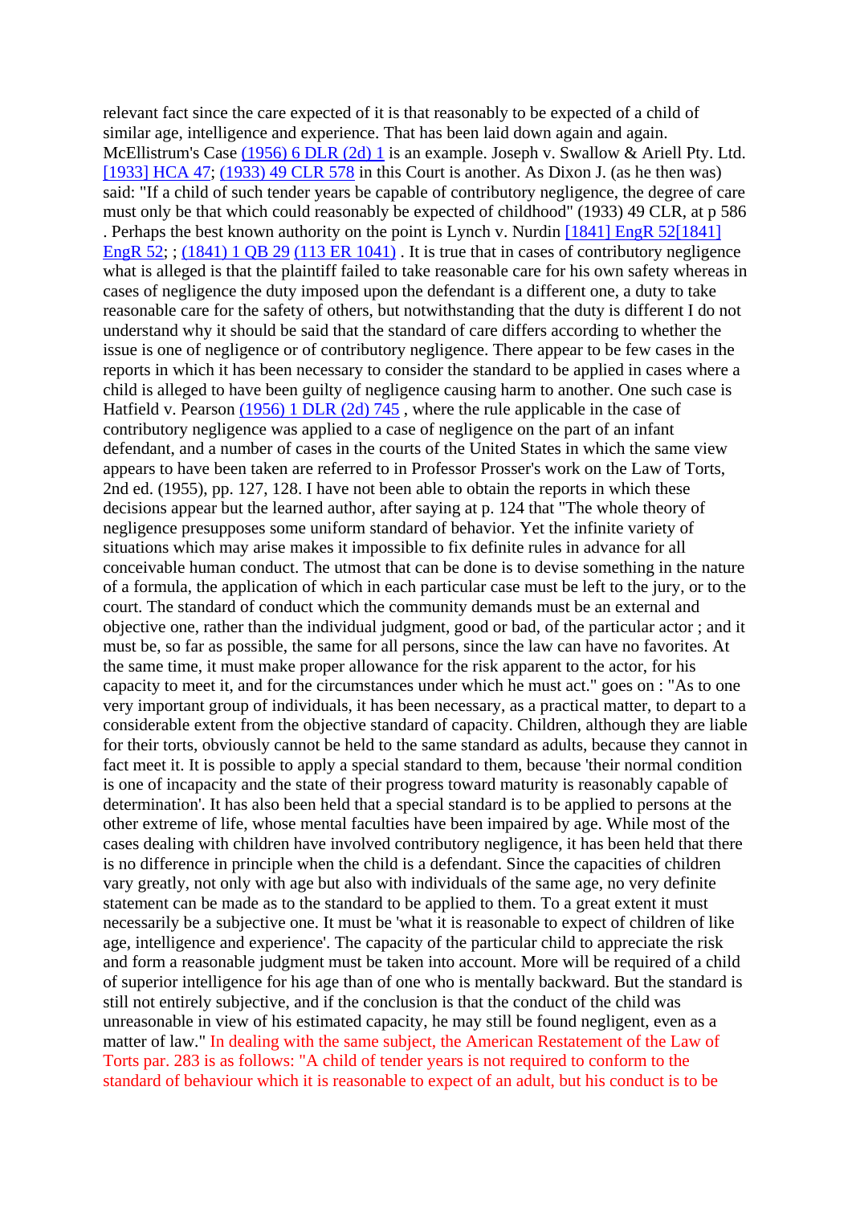relevant fact since the care expected of it is that reasonably to be expected of a child of similar age, intelligence and experience. That has been laid down again and again. McEllistrum's Case (1956) 6 DLR (2d) 1 is an example. Joseph v. Swallow & Ariell Pty. Ltd. [1933] HCA 47; (1933) 49 CLR 578 in this Court is another. As Dixon J. (as he then was) said: "If a child of such tender years be capable of contributory negligence, the degree of care must only be that which could reasonably be expected of childhood" (1933) 49 CLR, at p 586 . Perhaps the best known authority on the point is Lynch v. Nurdin [1841] EngR 52[1841] EngR 52; ; (1841) 1 QB 29 (113 ER 1041) . It is true that in cases of contributory negligence what is alleged is that the plaintiff failed to take reasonable care for his own safety whereas in cases of negligence the duty imposed upon the defendant is a different one, a duty to take reasonable care for the safety of others, but notwithstanding that the duty is different I do not understand why it should be said that the standard of care differs according to whether the issue is one of negligence or of contributory negligence. There appear to be few cases in the reports in which it has been necessary to consider the standard to be applied in cases where a child is alleged to have been guilty of negligence causing harm to another. One such case is Hatfield v. Pearson (1956) 1 DLR (2d) 745 , where the rule applicable in the case of contributory negligence was applied to a case of negligence on the part of an infant defendant, and a number of cases in the courts of the United States in which the same view appears to have been taken are referred to in Professor Prosser's work on the Law of Torts, 2nd ed. (1955), pp. 127, 128. I have not been able to obtain the reports in which these decisions appear but the learned author, after saying at p. 124 that "The whole theory of negligence presupposes some uniform standard of behavior. Yet the infinite variety of situations which may arise makes it impossible to fix definite rules in advance for all conceivable human conduct. The utmost that can be done is to devise something in the nature of a formula, the application of which in each particular case must be left to the jury, or to the court. The standard of conduct which the community demands must be an external and objective one, rather than the individual judgment, good or bad, of the particular actor ; and it must be, so far as possible, the same for all persons, since the law can have no favorites. At the same time, it must make proper allowance for the risk apparent to the actor, for his capacity to meet it, and for the circumstances under which he must act." goes on : "As to one very important group of individuals, it has been necessary, as a practical matter, to depart to a considerable extent from the objective standard of capacity. Children, although they are liable for their torts, obviously cannot be held to the same standard as adults, because they cannot in fact meet it. It is possible to apply a special standard to them, because 'their normal condition is one of incapacity and the state of their progress toward maturity is reasonably capable of determination'. It has also been held that a special standard is to be applied to persons at the other extreme of life, whose mental faculties have been impaired by age. While most of the cases dealing with children have involved contributory negligence, it has been held that there is no difference in principle when the child is a defendant. Since the capacities of children vary greatly, not only with age but also with individuals of the same age, no very definite statement can be made as to the standard to be applied to them. To a great extent it must necessarily be a subjective one. It must be 'what it is reasonable to expect of children of like age, intelligence and experience'. The capacity of the particular child to appreciate the risk and form a reasonable judgment must be taken into account. More will be required of a child of superior intelligence for his age than of one who is mentally backward. But the standard is still not entirely subjective, and if the conclusion is that the conduct of the child was unreasonable in view of his estimated capacity, he may still be found negligent, even as a matter of law." In dealing with the same subject, the American Restatement of the Law of Torts par. 283 is as follows: "A child of tender years is not required to conform to the standard of behaviour which it is reasonable to expect of an adult, but his conduct is to be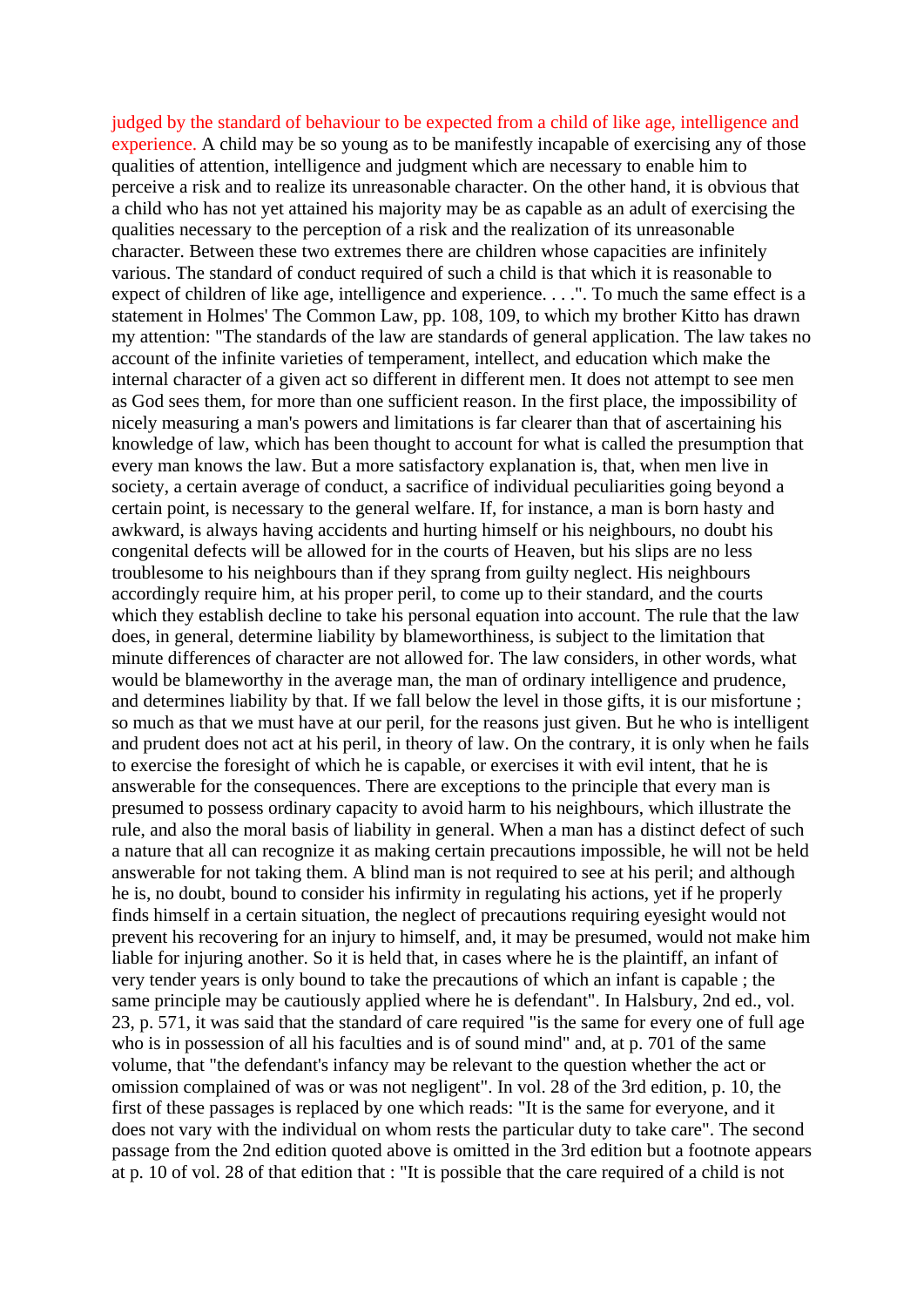judged by the standard of behaviour to be expected from a child of like age, intelligence and experience. A child may be so young as to be manifestly incapable of exercising any of those qualities of attention, intelligence and judgment which are necessary to enable him to perceive a risk and to realize its unreasonable character. On the other hand, it is obvious that a child who has not yet attained his majority may be as capable as an adult of exercising the qualities necessary to the perception of a risk and the realization of its unreasonable character. Between these two extremes there are children whose capacities are infinitely various. The standard of conduct required of such a child is that which it is reasonable to expect of children of like age, intelligence and experience. . . .". To much the same effect is a statement in Holmes' The Common Law, pp. 108, 109, to which my brother Kitto has drawn my attention: "The standards of the law are standards of general application. The law takes no account of the infinite varieties of temperament, intellect, and education which make the internal character of a given act so different in different men. It does not attempt to see men as God sees them, for more than one sufficient reason. In the first place, the impossibility of nicely measuring a man's powers and limitations is far clearer than that of ascertaining his knowledge of law, which has been thought to account for what is called the presumption that every man knows the law. But a more satisfactory explanation is, that, when men live in society, a certain average of conduct, a sacrifice of individual peculiarities going beyond a certain point, is necessary to the general welfare. If, for instance, a man is born hasty and awkward, is always having accidents and hurting himself or his neighbours, no doubt his congenital defects will be allowed for in the courts of Heaven, but his slips are no less troublesome to his neighbours than if they sprang from guilty neglect. His neighbours accordingly require him, at his proper peril, to come up to their standard, and the courts which they establish decline to take his personal equation into account. The rule that the law does, in general, determine liability by blameworthiness, is subject to the limitation that minute differences of character are not allowed for. The law considers, in other words, what would be blameworthy in the average man, the man of ordinary intelligence and prudence, and determines liability by that. If we fall below the level in those gifts, it is our misfortune ; so much as that we must have at our peril, for the reasons just given. But he who is intelligent and prudent does not act at his peril, in theory of law. On the contrary, it is only when he fails to exercise the foresight of which he is capable, or exercises it with evil intent, that he is answerable for the consequences. There are exceptions to the principle that every man is presumed to possess ordinary capacity to avoid harm to his neighbours, which illustrate the rule, and also the moral basis of liability in general. When a man has a distinct defect of such a nature that all can recognize it as making certain precautions impossible, he will not be held answerable for not taking them. A blind man is not required to see at his peril; and although he is, no doubt, bound to consider his infirmity in regulating his actions, yet if he properly finds himself in a certain situation, the neglect of precautions requiring eyesight would not prevent his recovering for an injury to himself, and, it may be presumed, would not make him liable for injuring another. So it is held that, in cases where he is the plaintiff, an infant of very tender years is only bound to take the precautions of which an infant is capable ; the same principle may be cautiously applied where he is defendant". In Halsbury, 2nd ed., vol. 23, p. 571, it was said that the standard of care required "is the same for every one of full age who is in possession of all his faculties and is of sound mind" and, at p. 701 of the same volume, that "the defendant's infancy may be relevant to the question whether the act or omission complained of was or was not negligent". In vol. 28 of the 3rd edition, p. 10, the first of these passages is replaced by one which reads: "It is the same for everyone, and it does not vary with the individual on whom rests the particular duty to take care". The second passage from the 2nd edition quoted above is omitted in the 3rd edition but a footnote appears at p. 10 of vol. 28 of that edition that : "It is possible that the care required of a child is not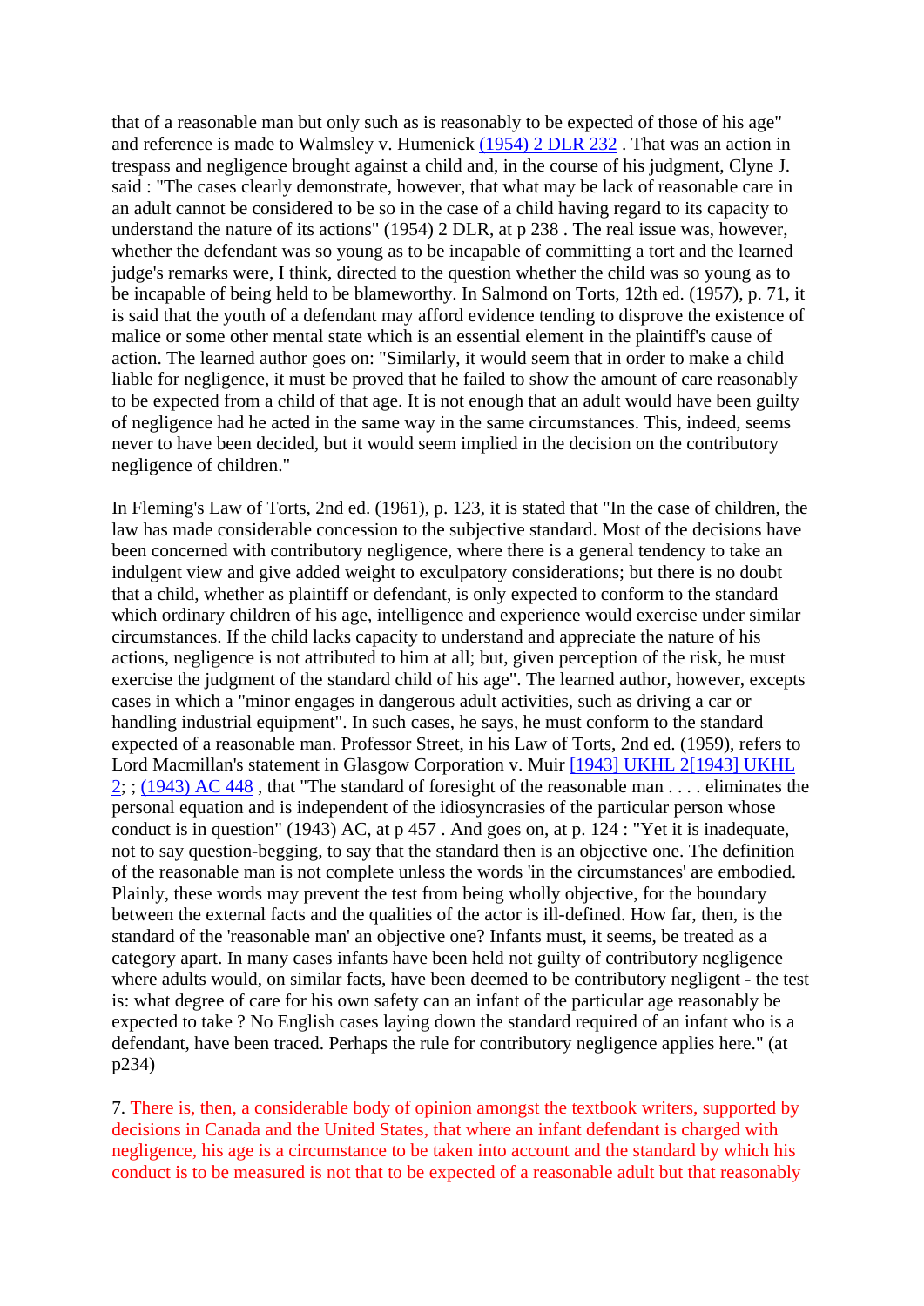that of a reasonable man but only such as is reasonably to be expected of those of his age" and reference is made to Walmsley v. Humenick (1954) 2 DLR 232 . That was an action in trespass and negligence brought against a child and, in the course of his judgment, Clyne J. said : "The cases clearly demonstrate, however, that what may be lack of reasonable care in an adult cannot be considered to be so in the case of a child having regard to its capacity to understand the nature of its actions" (1954) 2 DLR, at p 238 . The real issue was, however, whether the defendant was so young as to be incapable of committing a tort and the learned judge's remarks were, I think, directed to the question whether the child was so young as to be incapable of being held to be blameworthy. In Salmond on Torts, 12th ed. (1957), p. 71, it is said that the youth of a defendant may afford evidence tending to disprove the existence of malice or some other mental state which is an essential element in the plaintiff's cause of action. The learned author goes on: "Similarly, it would seem that in order to make a child liable for negligence, it must be proved that he failed to show the amount of care reasonably to be expected from a child of that age. It is not enough that an adult would have been guilty of negligence had he acted in the same way in the same circumstances. This, indeed, seems never to have been decided, but it would seem implied in the decision on the contributory negligence of children."

In Fleming's Law of Torts, 2nd ed. (1961), p. 123, it is stated that "In the case of children, the law has made considerable concession to the subjective standard. Most of the decisions have been concerned with contributory negligence, where there is a general tendency to take an indulgent view and give added weight to exculpatory considerations; but there is no doubt that a child, whether as plaintiff or defendant, is only expected to conform to the standard which ordinary children of his age, intelligence and experience would exercise under similar circumstances. If the child lacks capacity to understand and appreciate the nature of his actions, negligence is not attributed to him at all; but, given perception of the risk, he must exercise the judgment of the standard child of his age". The learned author, however, excepts cases in which a "minor engages in dangerous adult activities, such as driving a car or handling industrial equipment". In such cases, he says, he must conform to the standard expected of a reasonable man. Professor Street, in his Law of Torts, 2nd ed. (1959), refers to Lord Macmillan's statement in Glasgow Corporation v. Muir [1943] UKHL 2[1943] UKHL 2; ; (1943) AC 448 , that "The standard of foresight of the reasonable man . . . . eliminates the personal equation and is independent of the idiosyncrasies of the particular person whose conduct is in question" (1943) AC, at p 457 . And goes on, at p. 124 : "Yet it is inadequate, not to say question-begging, to say that the standard then is an objective one. The definition of the reasonable man is not complete unless the words 'in the circumstances' are embodied. Plainly, these words may prevent the test from being wholly objective, for the boundary between the external facts and the qualities of the actor is ill-defined. How far, then, is the standard of the 'reasonable man' an objective one? Infants must, it seems, be treated as a category apart. In many cases infants have been held not guilty of contributory negligence where adults would, on similar facts, have been deemed to be contributory negligent - the test is: what degree of care for his own safety can an infant of the particular age reasonably be expected to take ? No English cases laying down the standard required of an infant who is a defendant, have been traced. Perhaps the rule for contributory negligence applies here." (at p234)

7. There is, then, a considerable body of opinion amongst the textbook writers, supported by decisions in Canada and the United States, that where an infant defendant is charged with negligence, his age is a circumstance to be taken into account and the standard by which his conduct is to be measured is not that to be expected of a reasonable adult but that reasonably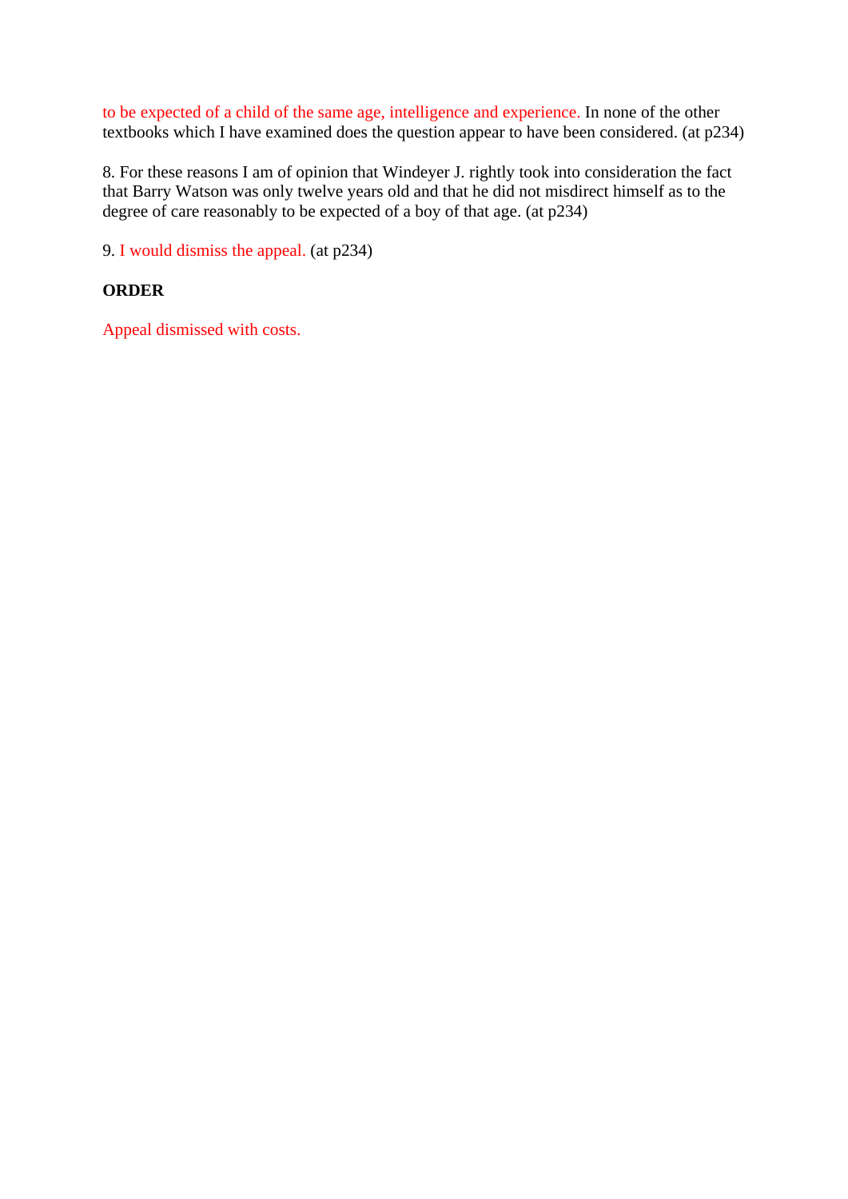to be expected of a child of the same age, intelligence and experience. In none of the other textbooks which I have examined does the question appear to have been considered. (at p234)

8. For these reasons I am of opinion that Windeyer J. rightly took into consideration the fact that Barry Watson was only twelve years old and that he did not misdirect himself as to the degree of care reasonably to be expected of a boy of that age. (at p234)

9. I would dismiss the appeal. (at p234)

**ORDER**

Appeal dismissed with costs.